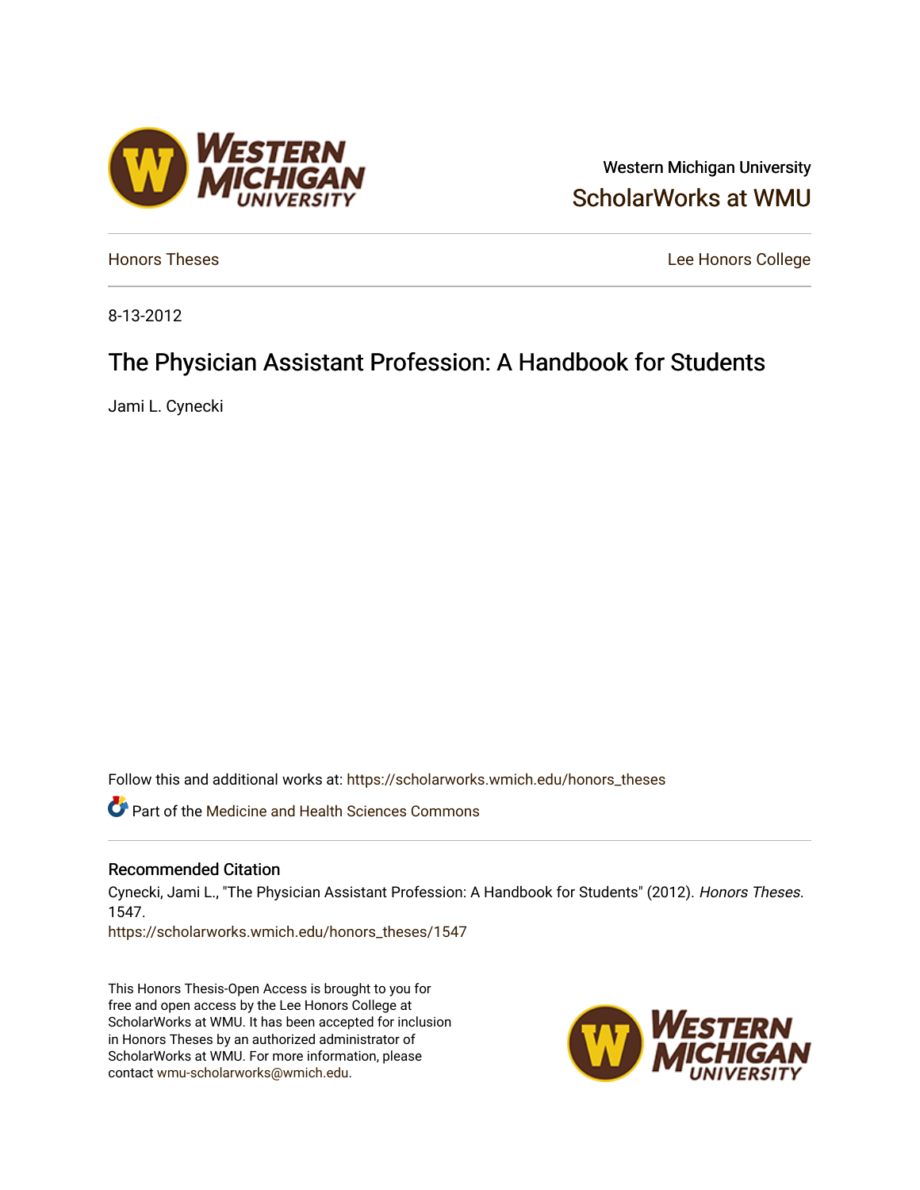Western Michigan University

ScholarWorks at WMU

Honors Theses

Lee Honors College

8-13-2012

# The Physician Assistant Profession: A Handbook for Students

Jami L. Cynecki

Follow this and additional works at: https://scholarworks.wmich.edu/honors_theses

Part of the Medicine and Health Sciences Commons

## Recommended Citation

Cynecki, Jami L., "The Physician Assistant Profession: A Handbook for Students" (2012). *Honors Theses*. 1547.
https://scholarworks.wmich.edu/honors_theses/1547

This Honors Thesis-Open Access is brought to you for free and open access by the Lee Honors College at ScholarWorks at WMU. It has been accepted for inclusion in Honors Theses by an authorized administrator of ScholarWorks at WMU. For more information, please contact wmu-scholarworks@wmich.edu.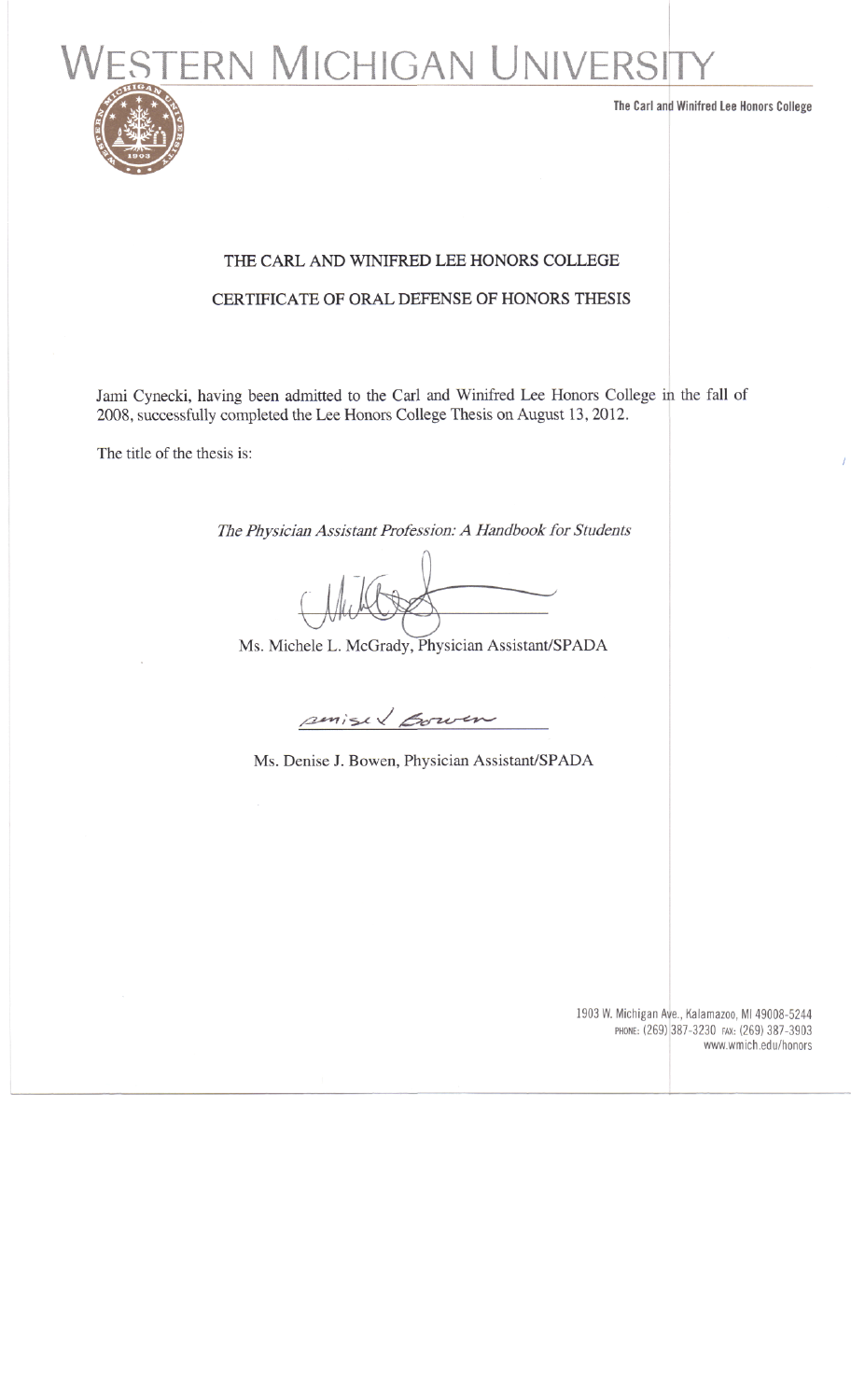# WESTERN MICHIGAN UNIVERSITY

The Carl and Winifred Lee Honors College

THE CARL AND WINIFRED LEE HONORS COLLEGE

CERTIFICATE OF ORAL DEFENSE OF HONORS THESIS

Jami Cynecki, having been admitted to the Carl and Winifred Lee Honors College in the fall of 2008, successfully completed the Lee Honors College Thesis on August 13, 2012.

The title of the thesis is:

*The Physician Assistant Profession: A Handbook for Students*

Ms. Michele L. McGrady, Physician Assistant/SPADA

Ms. Denise J. Bowen, Physician Assistant/SPADA

1903 W. Michigan Ave., Kalamazoo, MI 49008-5244
PHONE: (269) 387-3230 FAX: (269) 387-3903
www.wmich.edu/honors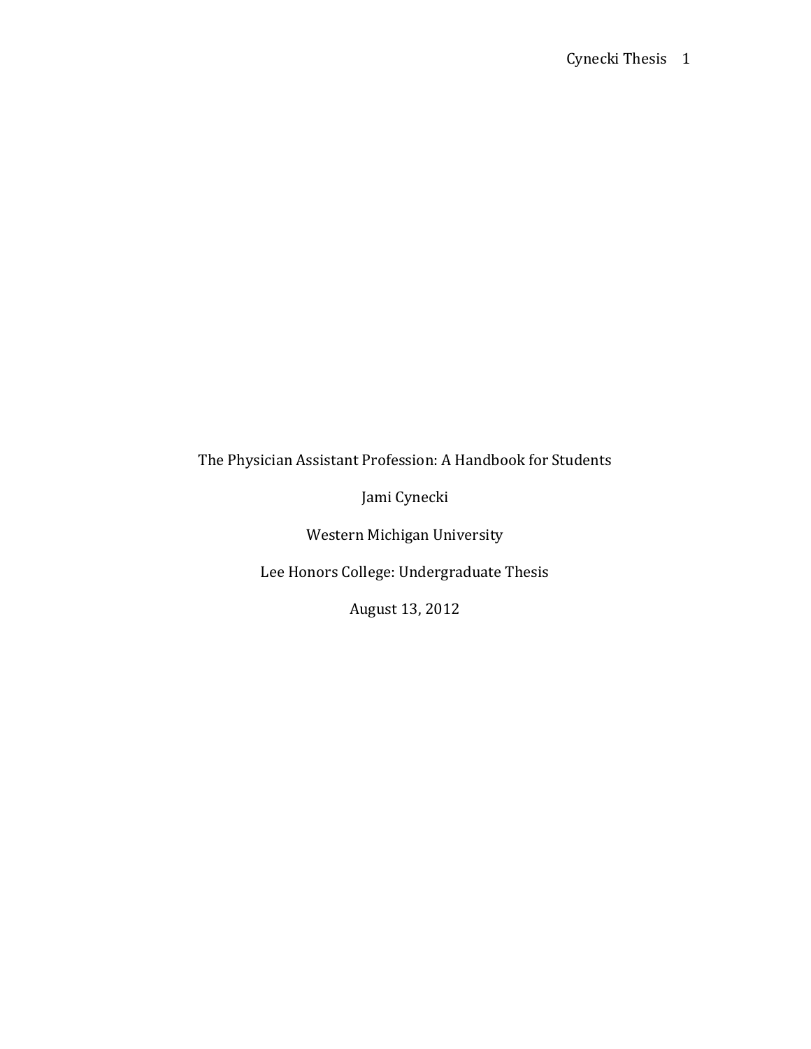The Physician Assistant Profession: A Handbook for Students

Jami Cynecki

Western Michigan University

Lee Honors College: Undergraduate Thesis

August 13, 2012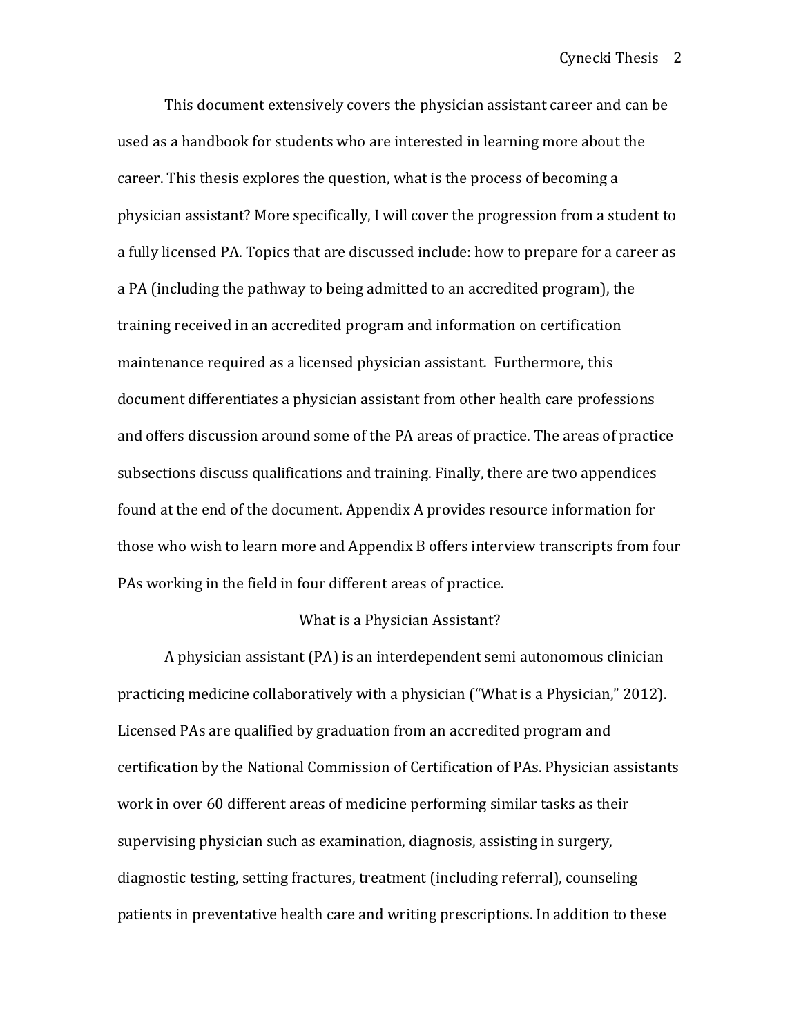This document extensively covers the physician assistant career and can be used as a handbook for students who are interested in learning more about the career. This thesis explores the question, what is the process of becoming a physician assistant? More specifically, I will cover the progression from a student to a fully licensed PA. Topics that are discussed include: how to prepare for a career as a PA (including the pathway to being admitted to an accredited program), the training received in an accredited program and information on certification maintenance required as a licensed physician assistant. Furthermore, this document differentiates a physician assistant from other health care professions and offers discussion around some of the PA areas of practice. The areas of practice subsections discuss qualifications and training. Finally, there are two appendices found at the end of the document. Appendix A provides resource information for those who wish to learn more and Appendix B offers interview transcripts from four PAs working in the field in four different areas of practice.

## What is a Physician Assistant?

A physician assistant (PA) is an interdependent semi autonomous clinician practicing medicine collaboratively with a physician ("What is a Physician," 2012). Licensed PAs are qualified by graduation from an accredited program and certification by the National Commission of Certification of PAs. Physician assistants work in over 60 different areas of medicine performing similar tasks as their supervising physician such as examination, diagnosis, assisting in surgery, diagnostic testing, setting fractures, treatment (including referral), counseling patients in preventative health care and writing prescriptions. In addition to these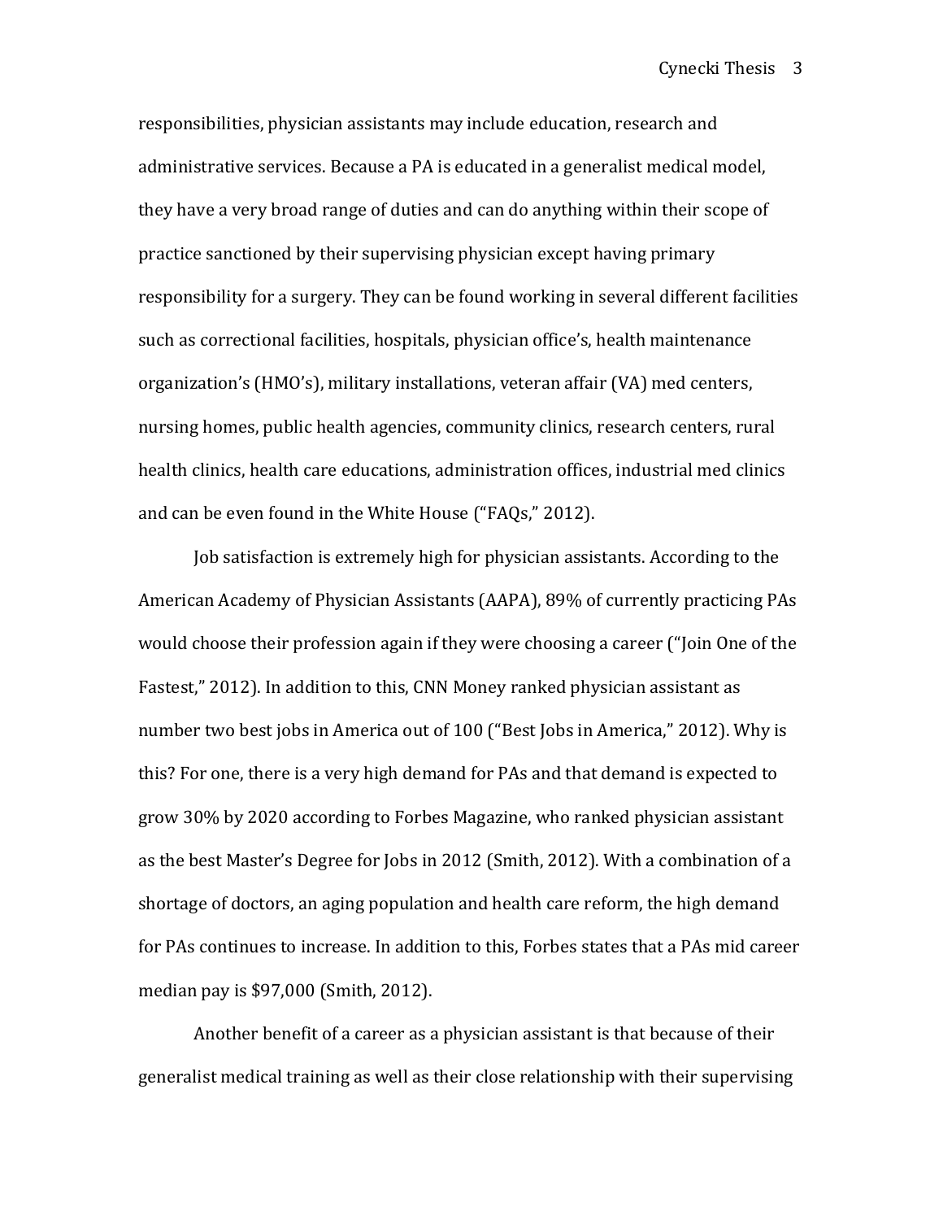responsibilities, physician assistants may include education, research and administrative services. Because a PA is educated in a generalist medical model, they have a very broad range of duties and can do anything within their scope of practice sanctioned by their supervising physician except having primary responsibility for a surgery. They can be found working in several different facilities such as correctional facilities, hospitals, physician office's, health maintenance organization's (HMO's), military installations, veteran affair (VA) med centers, nursing homes, public health agencies, community clinics, research centers, rural health clinics, health care educations, administration offices, industrial med clinics and can be even found in the White House ("FAQs," 2012).

Job satisfaction is extremely high for physician assistants. According to the American Academy of Physician Assistants (AAPA), 89% of currently practicing PAs would choose their profession again if they were choosing a career ("Join One of the Fastest," 2012). In addition to this, CNN Money ranked physician assistant as number two best jobs in America out of 100 ("Best Jobs in America," 2012). Why is this? For one, there is a very high demand for PAs and that demand is expected to grow 30% by 2020 according to Forbes Magazine, who ranked physician assistant as the best Master's Degree for Jobs in 2012 (Smith, 2012). With a combination of a shortage of doctors, an aging population and health care reform, the high demand for PAs continues to increase. In addition to this, Forbes states that a PAs mid career median pay is $97,000 (Smith, 2012).

Another benefit of a career as a physician assistant is that because of their generalist medical training as well as their close relationship with their supervising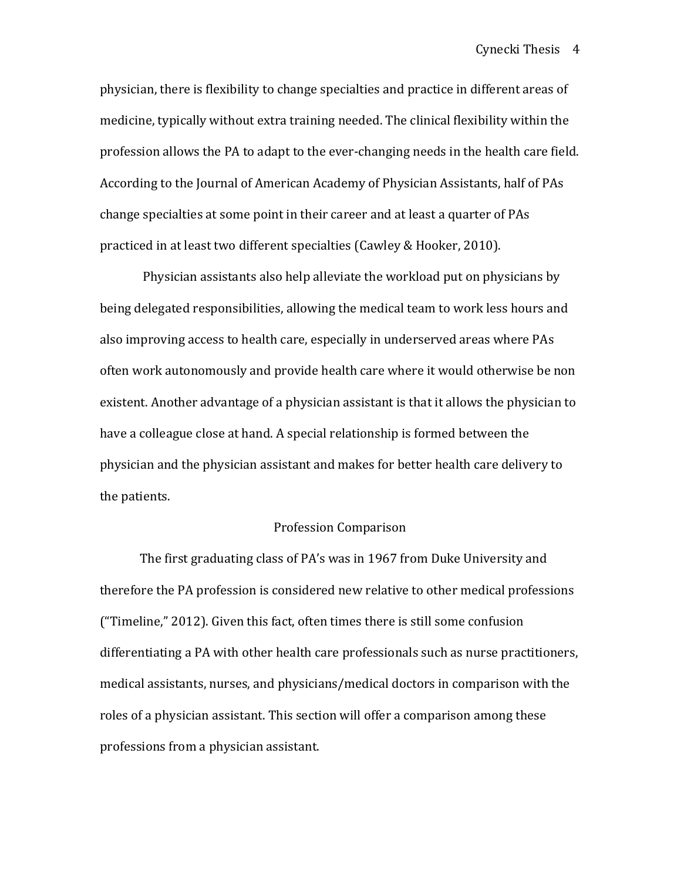physician, there is flexibility to change specialties and practice in different areas of medicine, typically without extra training needed. The clinical flexibility within the profession allows the PA to adapt to the ever-changing needs in the health care field. According to the Journal of American Academy of Physician Assistants, half of PAs change specialties at some point in their career and at least a quarter of PAs practiced in at least two different specialties (Cawley & Hooker, 2010).

Physician assistants also help alleviate the workload put on physicians by being delegated responsibilities, allowing the medical team to work less hours and also improving access to health care, especially in underserved areas where PAs often work autonomously and provide health care where it would otherwise be non existent. Another advantage of a physician assistant is that it allows the physician to have a colleague close at hand. A special relationship is formed between the physician and the physician assistant and makes for better health care delivery to the patients.

## Profession Comparison

The first graduating class of PA's was in 1967 from Duke University and therefore the PA profession is considered new relative to other medical professions ("Timeline," 2012). Given this fact, often times there is still some confusion differentiating a PA with other health care professionals such as nurse practitioners, medical assistants, nurses, and physicians/medical doctors in comparison with the roles of a physician assistant. This section will offer a comparison among these professions from a physician assistant.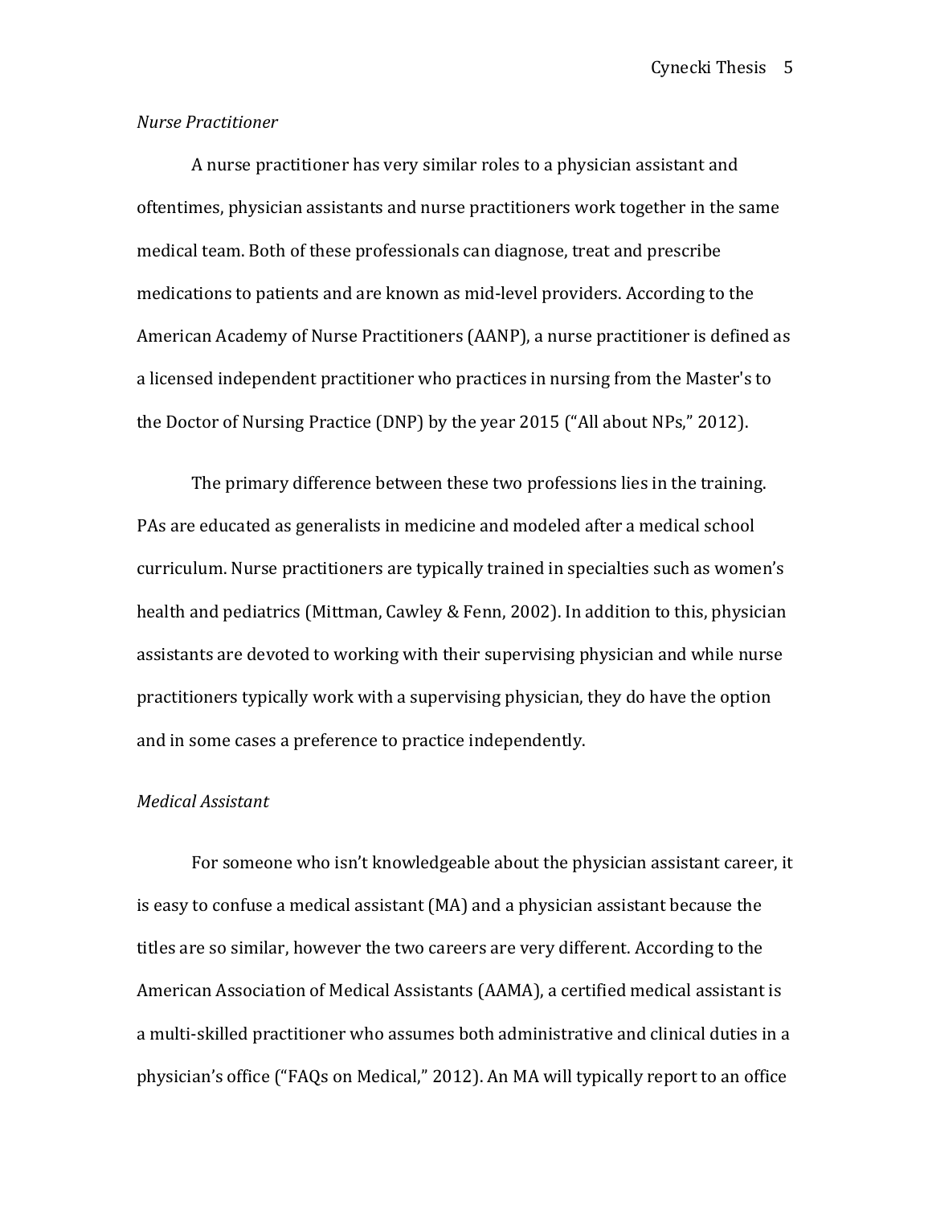*Nurse Practitioner*

A nurse practitioner has very similar roles to a physician assistant and oftentimes, physician assistants and nurse practitioners work together in the same medical team. Both of these professionals can diagnose, treat and prescribe medications to patients and are known as mid-level providers. According to the American Academy of Nurse Practitioners (AANP), a nurse practitioner is defined as a licensed independent practitioner who practices in nursing from the Master's to the Doctor of Nursing Practice (DNP) by the year 2015 ("All about NPs," 2012).

The primary difference between these two professions lies in the training. PAs are educated as generalists in medicine and modeled after a medical school curriculum. Nurse practitioners are typically trained in specialties such as women's health and pediatrics (Mittman, Cawley & Fenn, 2002). In addition to this, physician assistants are devoted to working with their supervising physician and while nurse practitioners typically work with a supervising physician, they do have the option and in some cases a preference to practice independently.

*Medical Assistant*

For someone who isn't knowledgeable about the physician assistant career, it is easy to confuse a medical assistant (MA) and a physician assistant because the titles are so similar, however the two careers are very different. According to the American Association of Medical Assistants (AAMA), a certified medical assistant is a multi-skilled practitioner who assumes both administrative and clinical duties in a physician's office ("FAQs on Medical," 2012). An MA will typically report to an office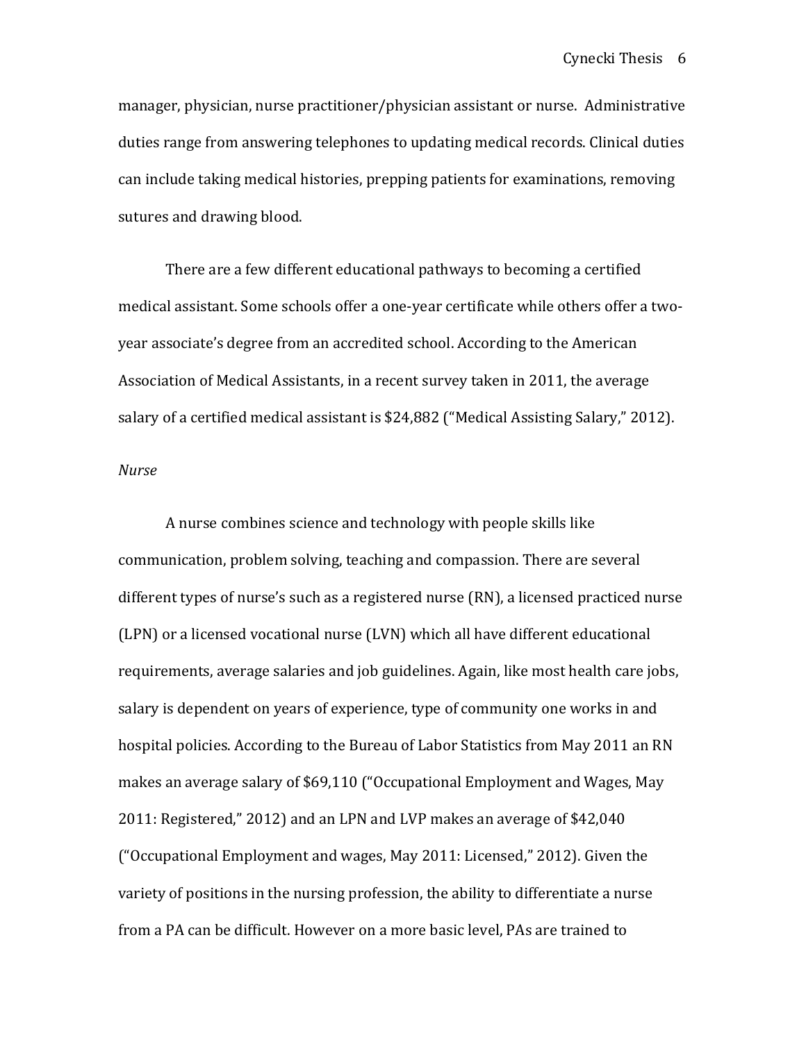manager, physician, nurse practitioner/physician assistant or nurse. Administrative duties range from answering telephones to updating medical records. Clinical duties can include taking medical histories, prepping patients for examinations, removing sutures and drawing blood.

There are a few different educational pathways to becoming a certified medical assistant. Some schools offer a one-year certificate while others offer a two-year associate's degree from an accredited school. According to the American Association of Medical Assistants, in a recent survey taken in 2011, the average salary of a certified medical assistant is $24,882 ("Medical Assisting Salary," 2012).

*Nurse*

A nurse combines science and technology with people skills like communication, problem solving, teaching and compassion. There are several different types of nurse's such as a registered nurse (RN), a licensed practiced nurse (LPN) or a licensed vocational nurse (LVN) which all have different educational requirements, average salaries and job guidelines. Again, like most health care jobs, salary is dependent on years of experience, type of community one works in and hospital policies. According to the Bureau of Labor Statistics from May 2011 an RN makes an average salary of $69,110 ("Occupational Employment and Wages, May 2011: Registered," 2012) and an LPN and LVP makes an average of $42,040 ("Occupational Employment and wages, May 2011: Licensed," 2012). Given the variety of positions in the nursing profession, the ability to differentiate a nurse from a PA can be difficult. However on a more basic level, PAs are trained to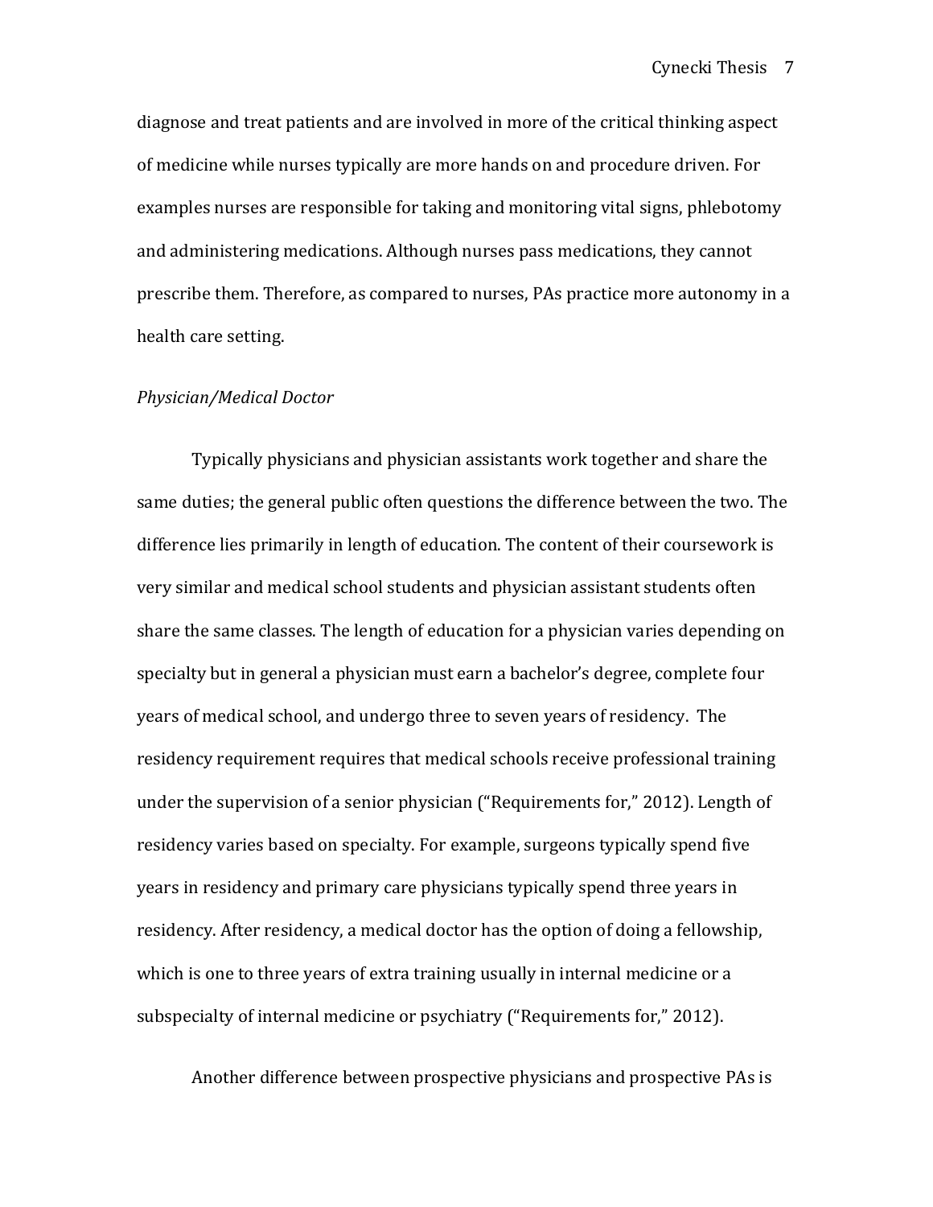diagnose and treat patients and are involved in more of the critical thinking aspect of medicine while nurses typically are more hands on and procedure driven. For examples nurses are responsible for taking and monitoring vital signs, phlebotomy and administering medications. Although nurses pass medications, they cannot prescribe them. Therefore, as compared to nurses, PAs practice more autonomy in a health care setting.

*Physician/Medical Doctor*

Typically physicians and physician assistants work together and share the same duties; the general public often questions the difference between the two. The difference lies primarily in length of education. The content of their coursework is very similar and medical school students and physician assistant students often share the same classes. The length of education for a physician varies depending on specialty but in general a physician must earn a bachelor's degree, complete four years of medical school, and undergo three to seven years of residency. The residency requirement requires that medical schools receive professional training under the supervision of a senior physician ("Requirements for," 2012). Length of residency varies based on specialty. For example, surgeons typically spend five years in residency and primary care physicians typically spend three years in residency. After residency, a medical doctor has the option of doing a fellowship, which is one to three years of extra training usually in internal medicine or a subspecialty of internal medicine or psychiatry ("Requirements for," 2012).

Another difference between prospective physicians and prospective PAs is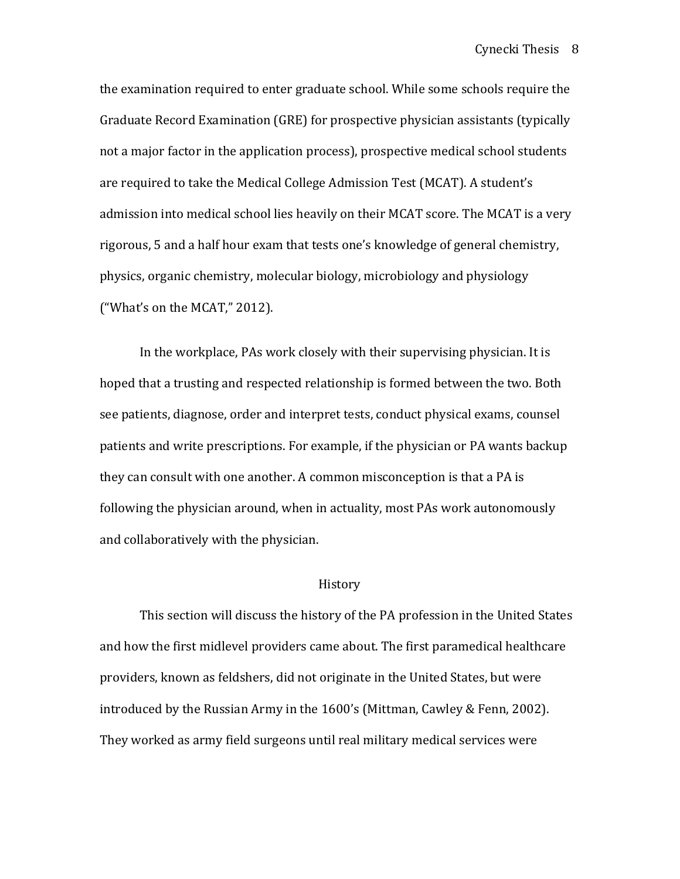the examination required to enter graduate school. While some schools require the Graduate Record Examination (GRE) for prospective physician assistants (typically not a major factor in the application process), prospective medical school students are required to take the Medical College Admission Test (MCAT). A student's admission into medical school lies heavily on their MCAT score. The MCAT is a very rigorous, 5 and a half hour exam that tests one's knowledge of general chemistry, physics, organic chemistry, molecular biology, microbiology and physiology ("What's on the MCAT," 2012).

In the workplace, PAs work closely with their supervising physician. It is hoped that a trusting and respected relationship is formed between the two. Both see patients, diagnose, order and interpret tests, conduct physical exams, counsel patients and write prescriptions. For example, if the physician or PA wants backup they can consult with one another. A common misconception is that a PA is following the physician around, when in actuality, most PAs work autonomously and collaboratively with the physician.

## History

This section will discuss the history of the PA profession in the United States and how the first midlevel providers came about. The first paramedical healthcare providers, known as feldshers, did not originate in the United States, but were introduced by the Russian Army in the 1600's (Mittman, Cawley & Fenn, 2002). They worked as army field surgeons until real military medical services were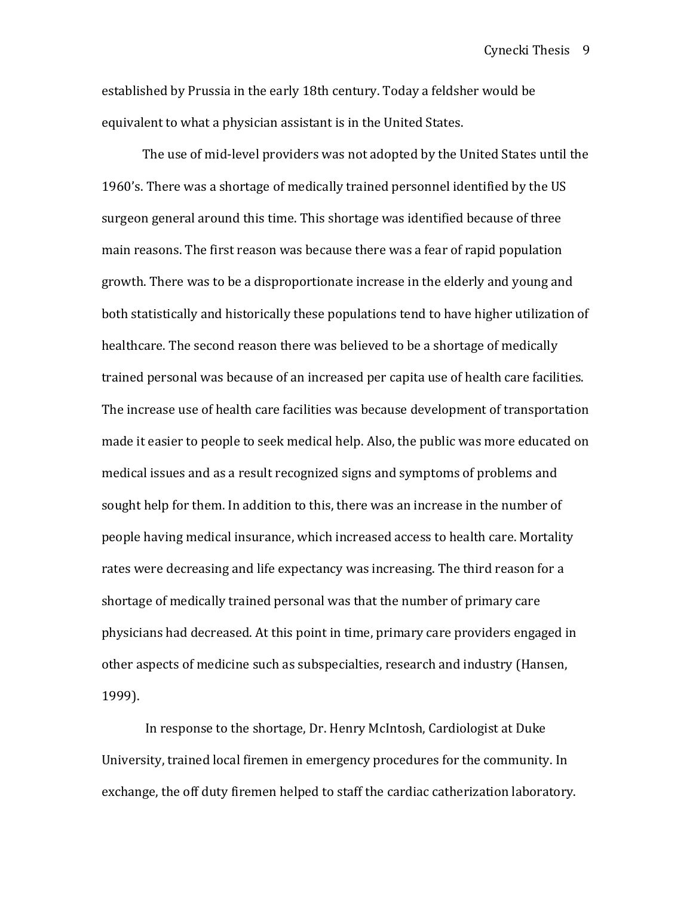established by Prussia in the early 18th century. Today a feldsher would be equivalent to what a physician assistant is in the United States.

The use of mid-level providers was not adopted by the United States until the 1960's. There was a shortage of medically trained personnel identified by the US surgeon general around this time. This shortage was identified because of three main reasons. The first reason was because there was a fear of rapid population growth. There was to be a disproportionate increase in the elderly and young and both statistically and historically these populations tend to have higher utilization of healthcare. The second reason there was believed to be a shortage of medically trained personal was because of an increased per capita use of health care facilities. The increase use of health care facilities was because development of transportation made it easier to people to seek medical help. Also, the public was more educated on medical issues and as a result recognized signs and symptoms of problems and sought help for them. In addition to this, there was an increase in the number of people having medical insurance, which increased access to health care. Mortality rates were decreasing and life expectancy was increasing. The third reason for a shortage of medically trained personal was that the number of primary care physicians had decreased. At this point in time, primary care providers engaged in other aspects of medicine such as subspecialties, research and industry (Hansen, 1999).

In response to the shortage, Dr. Henry McIntosh, Cardiologist at Duke University, trained local firemen in emergency procedures for the community. In exchange, the off duty firemen helped to staff the cardiac catherization laboratory.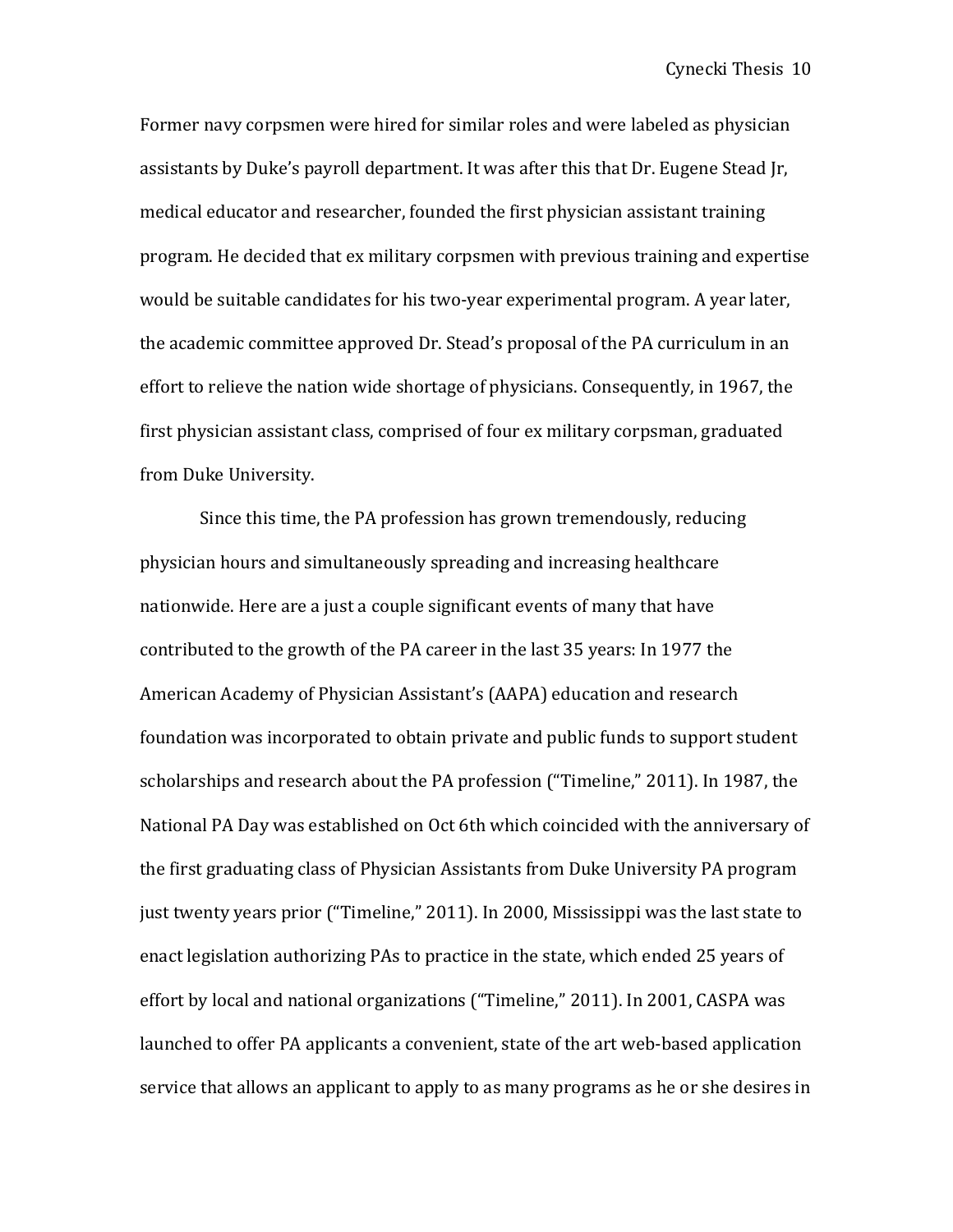Former navy corpsmen were hired for similar roles and were labeled as physician assistants by Duke's payroll department. It was after this that Dr. Eugene Stead Jr, medical educator and researcher, founded the first physician assistant training program. He decided that ex military corpsmen with previous training and expertise would be suitable candidates for his two-year experimental program. A year later, the academic committee approved Dr. Stead's proposal of the PA curriculum in an effort to relieve the nation wide shortage of physicians. Consequently, in 1967, the first physician assistant class, comprised of four ex military corpsman, graduated from Duke University.

Since this time, the PA profession has grown tremendously, reducing physician hours and simultaneously spreading and increasing healthcare nationwide. Here are a just a couple significant events of many that have contributed to the growth of the PA career in the last 35 years: In 1977 the American Academy of Physician Assistant's (AAPA) education and research foundation was incorporated to obtain private and public funds to support student scholarships and research about the PA profession ("Timeline," 2011). In 1987, the National PA Day was established on Oct 6th which coincided with the anniversary of the first graduating class of Physician Assistants from Duke University PA program just twenty years prior ("Timeline," 2011). In 2000, Mississippi was the last state to enact legislation authorizing PAs to practice in the state, which ended 25 years of effort by local and national organizations ("Timeline," 2011). In 2001, CASPA was launched to offer PA applicants a convenient, state of the art web-based application service that allows an applicant to apply to as many programs as he or she desires in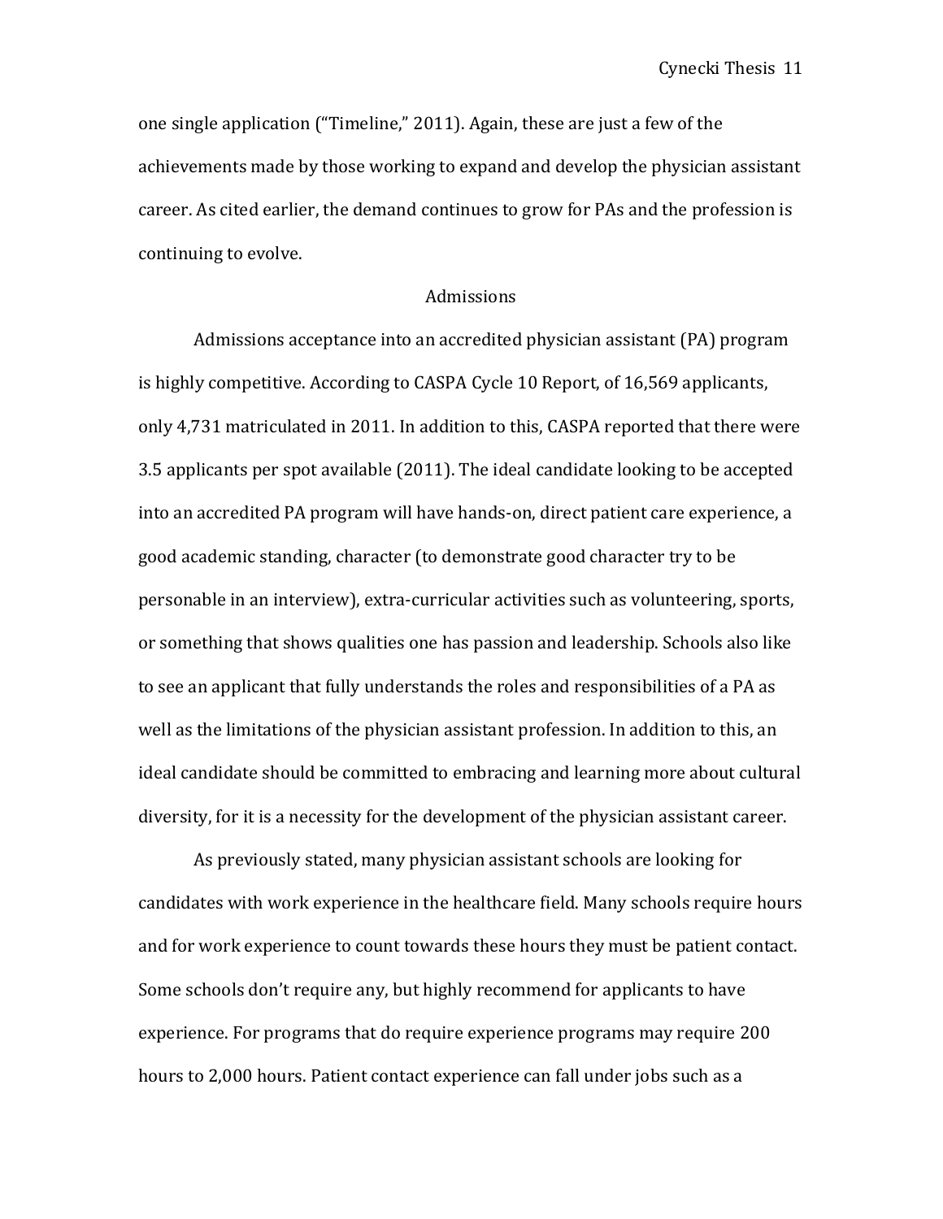one single application ("Timeline," 2011). Again, these are just a few of the achievements made by those working to expand and develop the physician assistant career. As cited earlier, the demand continues to grow for PAs and the profession is continuing to evolve.

## Admissions

Admissions acceptance into an accredited physician assistant (PA) program is highly competitive. According to CASPA Cycle 10 Report, of 16,569 applicants, only 4,731 matriculated in 2011. In addition to this, CASPA reported that there were 3.5 applicants per spot available (2011). The ideal candidate looking to be accepted into an accredited PA program will have hands-on, direct patient care experience, a good academic standing, character (to demonstrate good character try to be personable in an interview), extra-curricular activities such as volunteering, sports, or something that shows qualities one has passion and leadership. Schools also like to see an applicant that fully understands the roles and responsibilities of a PA as well as the limitations of the physician assistant profession. In addition to this, an ideal candidate should be committed to embracing and learning more about cultural diversity, for it is a necessity for the development of the physician assistant career.

As previously stated, many physician assistant schools are looking for candidates with work experience in the healthcare field. Many schools require hours and for work experience to count towards these hours they must be patient contact. Some schools don't require any, but highly recommend for applicants to have experience. For programs that do require experience programs may require 200 hours to 2,000 hours. Patient contact experience can fall under jobs such as a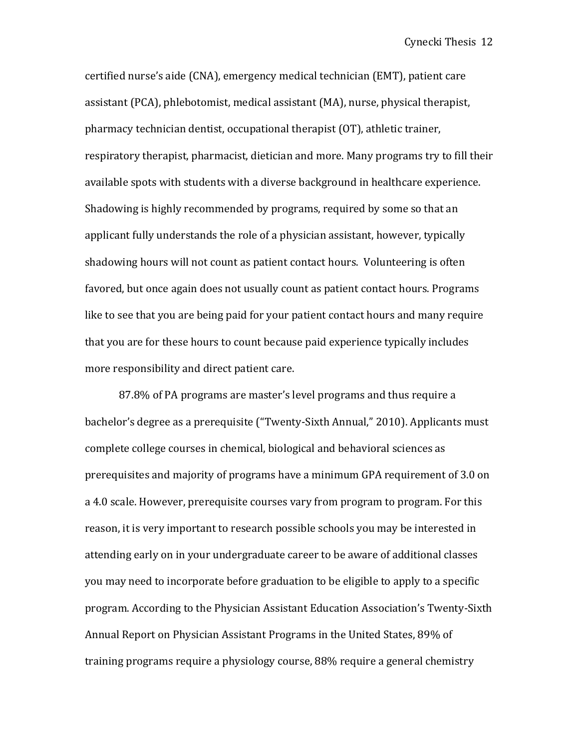certified nurse's aide (CNA), emergency medical technician (EMT), patient care assistant (PCA), phlebotomist, medical assistant (MA), nurse, physical therapist, pharmacy technician dentist, occupational therapist (OT), athletic trainer, respiratory therapist, pharmacist, dietician and more. Many programs try to fill their available spots with students with a diverse background in healthcare experience. Shadowing is highly recommended by programs, required by some so that an applicant fully understands the role of a physician assistant, however, typically shadowing hours will not count as patient contact hours. Volunteering is often favored, but once again does not usually count as patient contact hours. Programs like to see that you are being paid for your patient contact hours and many require that you are for these hours to count because paid experience typically includes more responsibility and direct patient care.

87.8% of PA programs are master's level programs and thus require a bachelor's degree as a prerequisite ("Twenty-Sixth Annual," 2010). Applicants must complete college courses in chemical, biological and behavioral sciences as prerequisites and majority of programs have a minimum GPA requirement of 3.0 on a 4.0 scale. However, prerequisite courses vary from program to program. For this reason, it is very important to research possible schools you may be interested in attending early on in your undergraduate career to be aware of additional classes you may need to incorporate before graduation to be eligible to apply to a specific program. According to the Physician Assistant Education Association's Twenty-Sixth Annual Report on Physician Assistant Programs in the United States, 89% of training programs require a physiology course, 88% require a general chemistry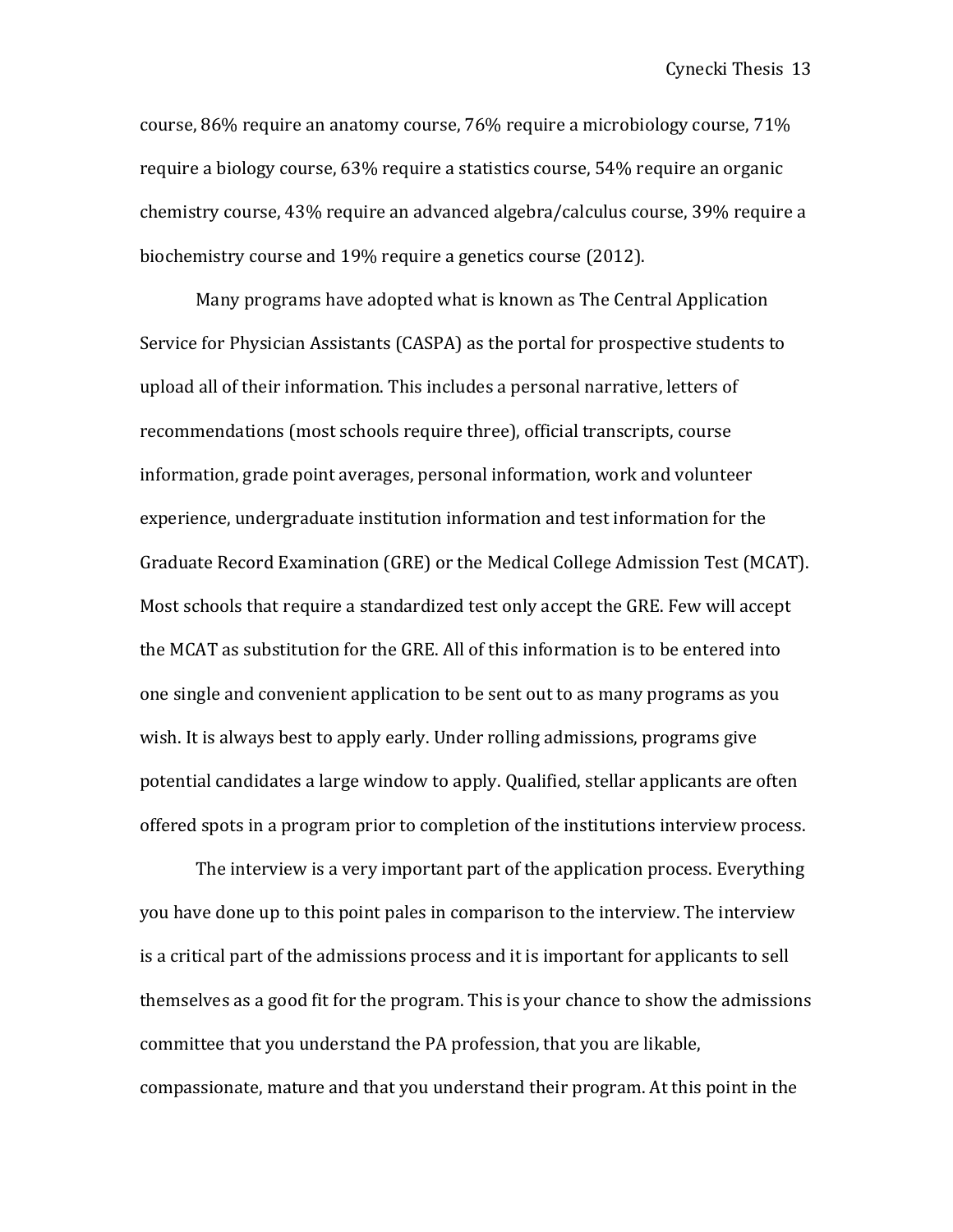course, 86% require an anatomy course, 76% require a microbiology course, 71% require a biology course, 63% require a statistics course, 54% require an organic chemistry course, 43% require an advanced algebra/calculus course, 39% require a biochemistry course and 19% require a genetics course (2012).

Many programs have adopted what is known as The Central Application Service for Physician Assistants (CASPA) as the portal for prospective students to upload all of their information. This includes a personal narrative, letters of recommendations (most schools require three), official transcripts, course information, grade point averages, personal information, work and volunteer experience, undergraduate institution information and test information for the Graduate Record Examination (GRE) or the Medical College Admission Test (MCAT). Most schools that require a standardized test only accept the GRE. Few will accept the MCAT as substitution for the GRE. All of this information is to be entered into one single and convenient application to be sent out to as many programs as you wish. It is always best to apply early. Under rolling admissions, programs give potential candidates a large window to apply. Qualified, stellar applicants are often offered spots in a program prior to completion of the institutions interview process.

The interview is a very important part of the application process. Everything you have done up to this point pales in comparison to the interview. The interview is a critical part of the admissions process and it is important for applicants to sell themselves as a good fit for the program. This is your chance to show the admissions committee that you understand the PA profession, that you are likable, compassionate, mature and that you understand their program. At this point in the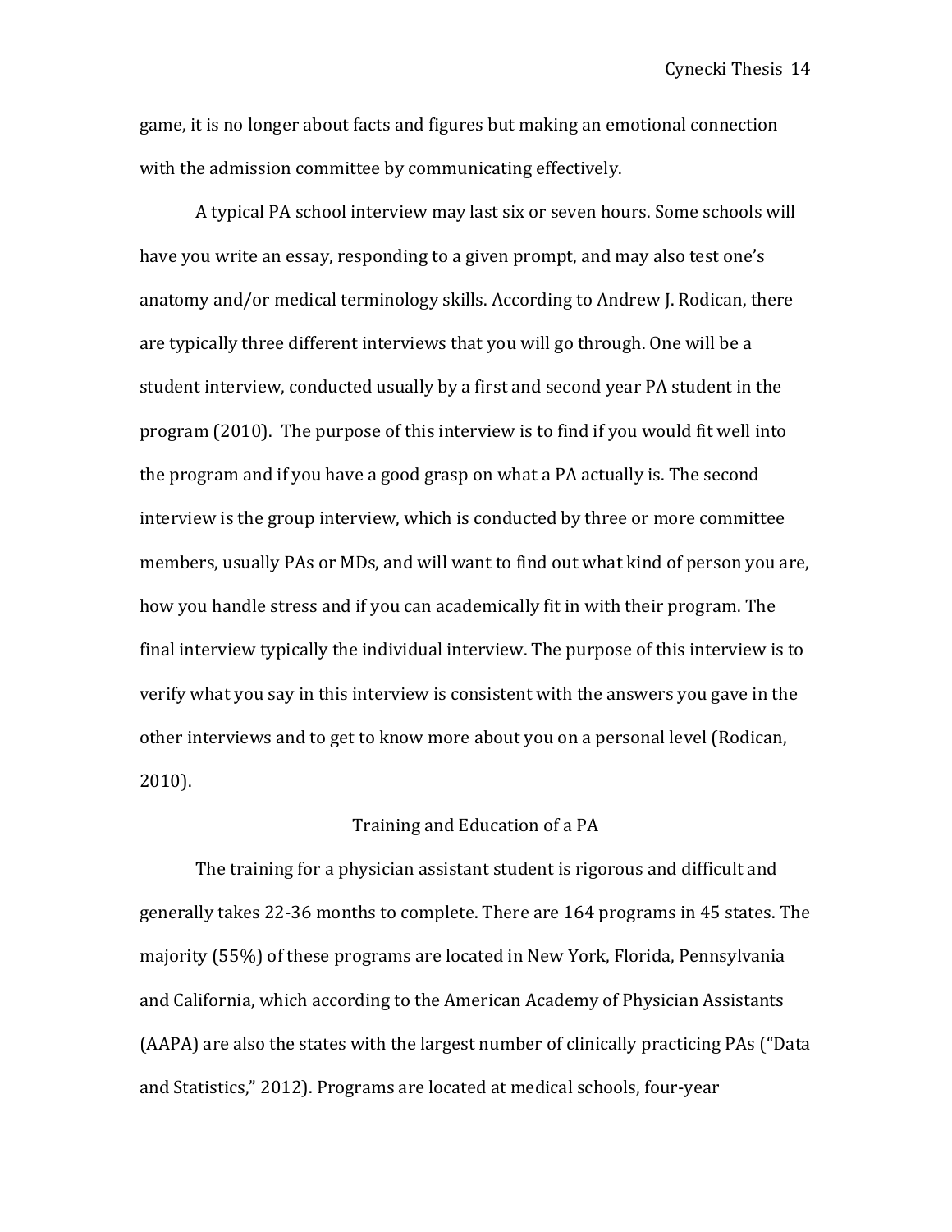game, it is no longer about facts and figures but making an emotional connection with the admission committee by communicating effectively.

A typical PA school interview may last six or seven hours. Some schools will have you write an essay, responding to a given prompt, and may also test one's anatomy and/or medical terminology skills. According to Andrew J. Rodican, there are typically three different interviews that you will go through. One will be a student interview, conducted usually by a first and second year PA student in the program (2010). The purpose of this interview is to find if you would fit well into the program and if you have a good grasp on what a PA actually is. The second interview is the group interview, which is conducted by three or more committee members, usually PAs or MDs, and will want to find out what kind of person you are, how you handle stress and if you can academically fit in with their program. The final interview typically the individual interview. The purpose of this interview is to verify what you say in this interview is consistent with the answers you gave in the other interviews and to get to know more about you on a personal level (Rodican, 2010).

## Training and Education of a PA

The training for a physician assistant student is rigorous and difficult and generally takes 22-36 months to complete. There are 164 programs in 45 states. The majority (55%) of these programs are located in New York, Florida, Pennsylvania and California, which according to the American Academy of Physician Assistants (AAPA) are also the states with the largest number of clinically practicing PAs ("Data and Statistics," 2012). Programs are located at medical schools, four-year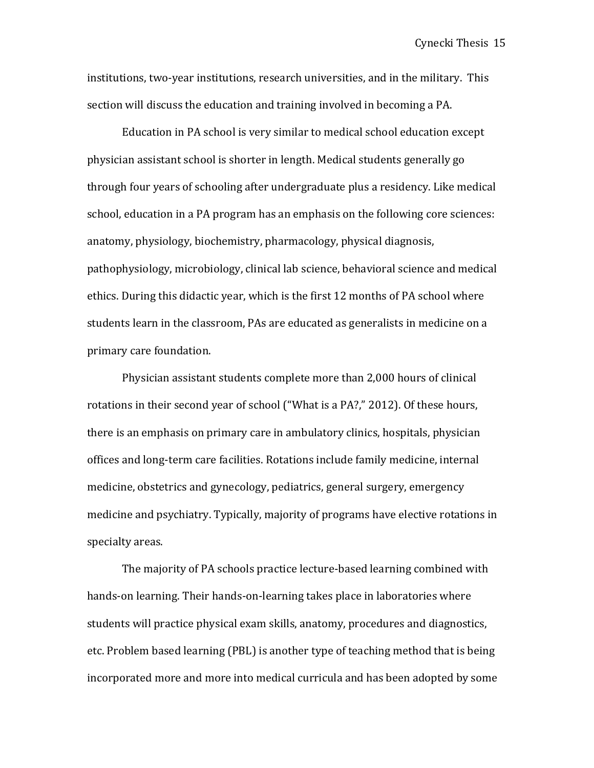institutions, two-year institutions, research universities, and in the military. This section will discuss the education and training involved in becoming a PA.

Education in PA school is very similar to medical school education except physician assistant school is shorter in length. Medical students generally go through four years of schooling after undergraduate plus a residency. Like medical school, education in a PA program has an emphasis on the following core sciences: anatomy, physiology, biochemistry, pharmacology, physical diagnosis, pathophysiology, microbiology, clinical lab science, behavioral science and medical ethics. During this didactic year, which is the first 12 months of PA school where students learn in the classroom, PAs are educated as generalists in medicine on a primary care foundation.

Physician assistant students complete more than 2,000 hours of clinical rotations in their second year of school ("What is a PA?," 2012). Of these hours, there is an emphasis on primary care in ambulatory clinics, hospitals, physician offices and long-term care facilities. Rotations include family medicine, internal medicine, obstetrics and gynecology, pediatrics, general surgery, emergency medicine and psychiatry. Typically, majority of programs have elective rotations in specialty areas.

The majority of PA schools practice lecture-based learning combined with hands-on learning. Their hands-on-learning takes place in laboratories where students will practice physical exam skills, anatomy, procedures and diagnostics, etc. Problem based learning (PBL) is another type of teaching method that is being incorporated more and more into medical curricula and has been adopted by some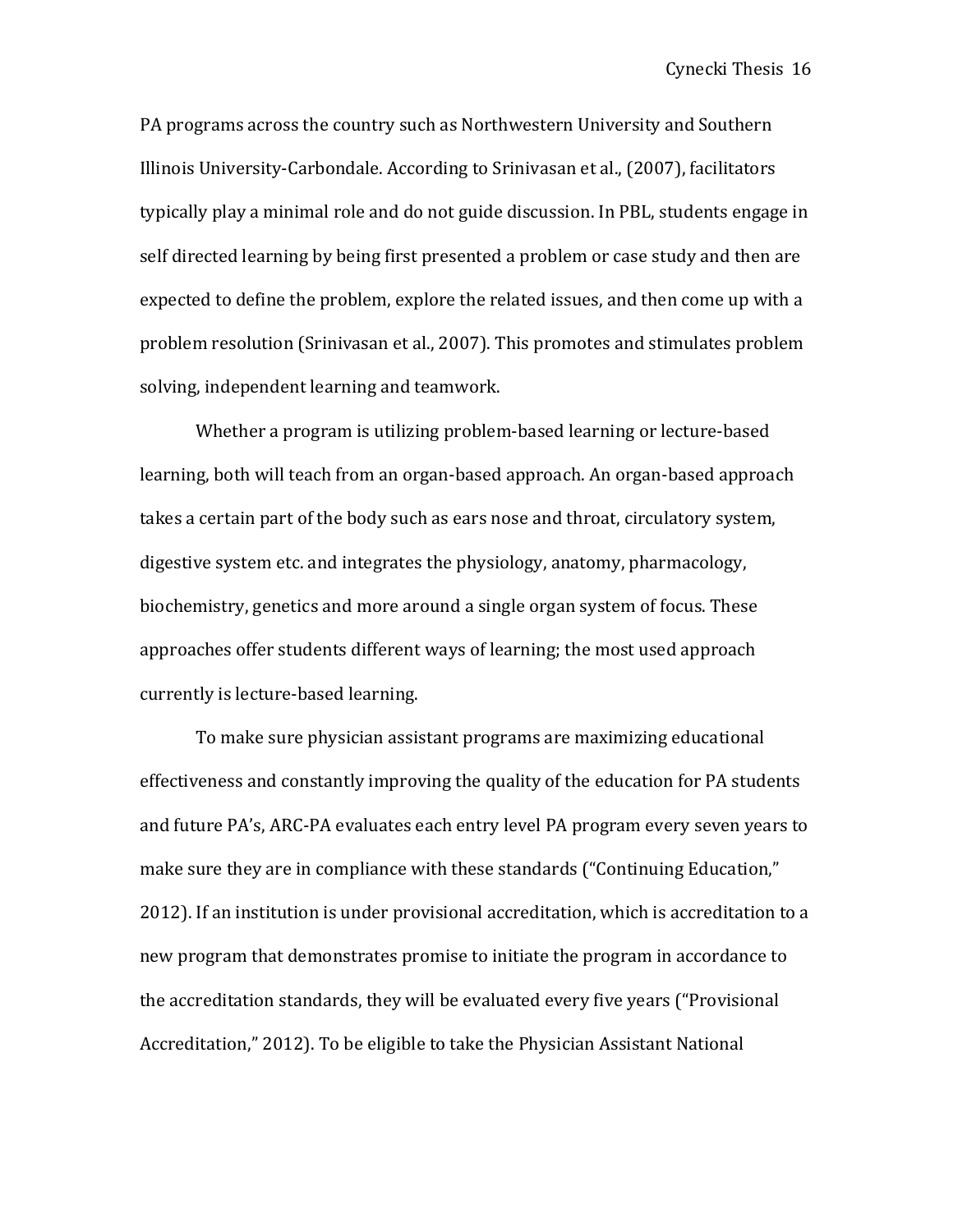PA programs across the country such as Northwestern University and Southern Illinois University-Carbondale. According to Srinivasan et al., (2007), facilitators typically play a minimal role and do not guide discussion. In PBL, students engage in self directed learning by being first presented a problem or case study and then are expected to define the problem, explore the related issues, and then come up with a problem resolution (Srinivasan et al., 2007). This promotes and stimulates problem solving, independent learning and teamwork.

Whether a program is utilizing problem-based learning or lecture-based learning, both will teach from an organ-based approach. An organ-based approach takes a certain part of the body such as ears nose and throat, circulatory system, digestive system etc. and integrates the physiology, anatomy, pharmacology, biochemistry, genetics and more around a single organ system of focus. These approaches offer students different ways of learning; the most used approach currently is lecture-based learning.

To make sure physician assistant programs are maximizing educational effectiveness and constantly improving the quality of the education for PA students and future PA's, ARC-PA evaluates each entry level PA program every seven years to make sure they are in compliance with these standards ("Continuing Education," 2012). If an institution is under provisional accreditation, which is accreditation to a new program that demonstrates promise to initiate the program in accordance to the accreditation standards, they will be evaluated every five years ("Provisional Accreditation," 2012). To be eligible to take the Physician Assistant National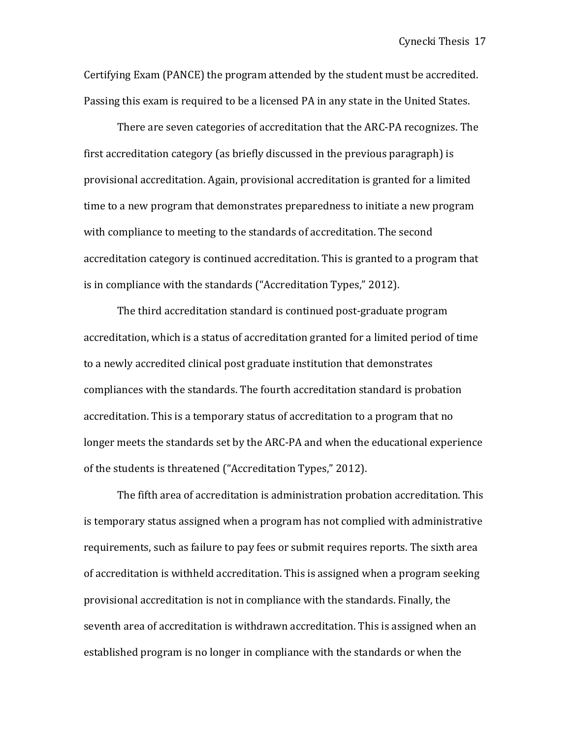Certifying Exam (PANCE) the program attended by the student must be accredited. Passing this exam is required to be a licensed PA in any state in the United States.

There are seven categories of accreditation that the ARC-PA recognizes. The first accreditation category (as briefly discussed in the previous paragraph) is provisional accreditation. Again, provisional accreditation is granted for a limited time to a new program that demonstrates preparedness to initiate a new program with compliance to meeting to the standards of accreditation. The second accreditation category is continued accreditation. This is granted to a program that is in compliance with the standards ("Accreditation Types," 2012).

The third accreditation standard is continued post-graduate program accreditation, which is a status of accreditation granted for a limited period of time to a newly accredited clinical post graduate institution that demonstrates compliances with the standards. The fourth accreditation standard is probation accreditation. This is a temporary status of accreditation to a program that no longer meets the standards set by the ARC-PA and when the educational experience of the students is threatened ("Accreditation Types," 2012).

The fifth area of accreditation is administration probation accreditation. This is temporary status assigned when a program has not complied with administrative requirements, such as failure to pay fees or submit requires reports. The sixth area of accreditation is withheld accreditation. This is assigned when a program seeking provisional accreditation is not in compliance with the standards. Finally, the seventh area of accreditation is withdrawn accreditation. This is assigned when an established program is no longer in compliance with the standards or when the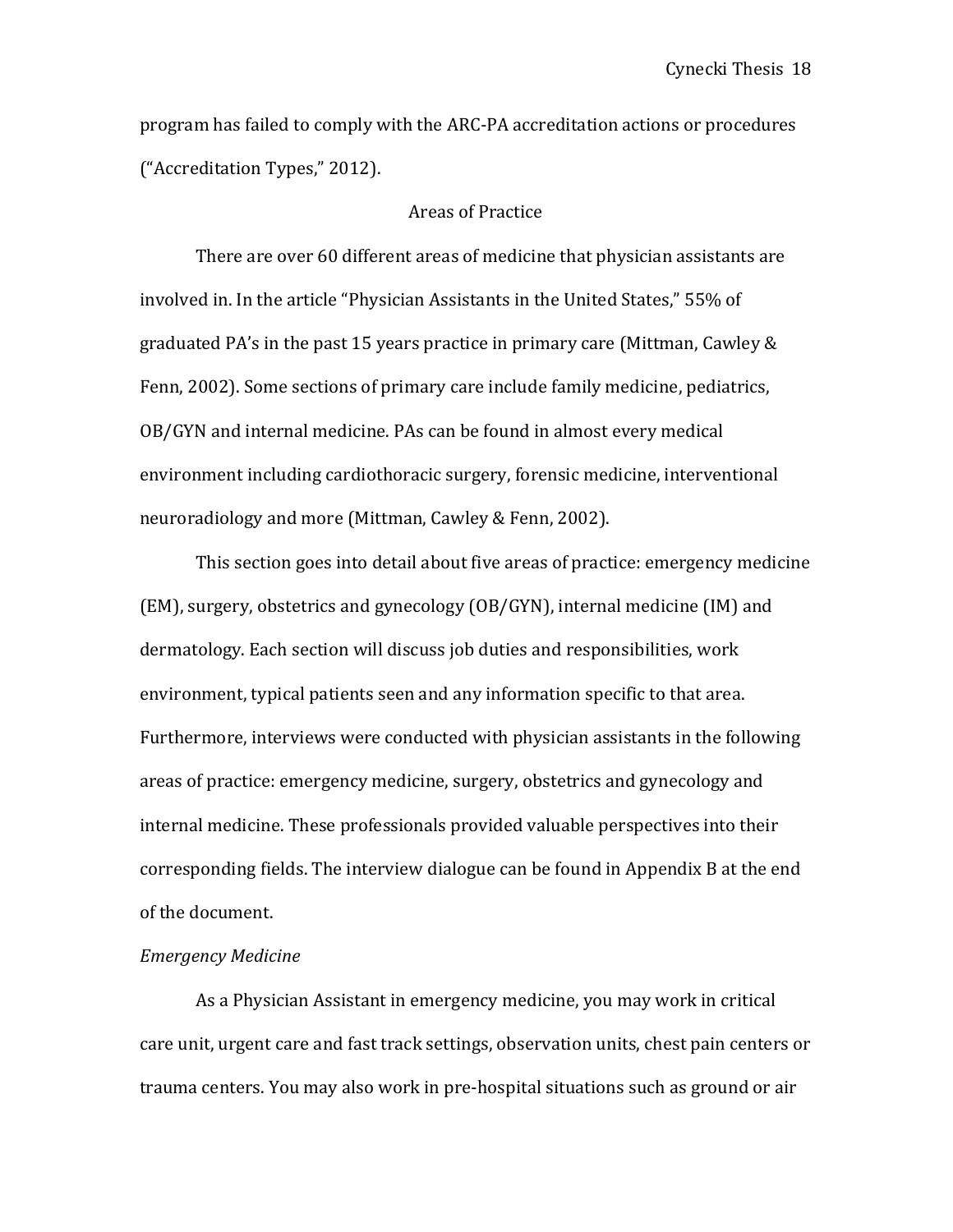program has failed to comply with the ARC-PA accreditation actions or procedures ("Accreditation Types," 2012).

## Areas of Practice

There are over 60 different areas of medicine that physician assistants are involved in. In the article "Physician Assistants in the United States," 55% of graduated PA's in the past 15 years practice in primary care (Mittman, Cawley & Fenn, 2002). Some sections of primary care include family medicine, pediatrics, OB/GYN and internal medicine. PAs can be found in almost every medical environment including cardiothoracic surgery, forensic medicine, interventional neuroradiology and more (Mittman, Cawley & Fenn, 2002).

This section goes into detail about five areas of practice: emergency medicine (EM), surgery, obstetrics and gynecology (OB/GYN), internal medicine (IM) and dermatology. Each section will discuss job duties and responsibilities, work environment, typical patients seen and any information specific to that area. Furthermore, interviews were conducted with physician assistants in the following areas of practice: emergency medicine, surgery, obstetrics and gynecology and internal medicine. These professionals provided valuable perspectives into their corresponding fields. The interview dialogue can be found in Appendix B at the end of the document.

### *Emergency Medicine*

As a Physician Assistant in emergency medicine, you may work in critical care unit, urgent care and fast track settings, observation units, chest pain centers or trauma centers. You may also work in pre-hospital situations such as ground or air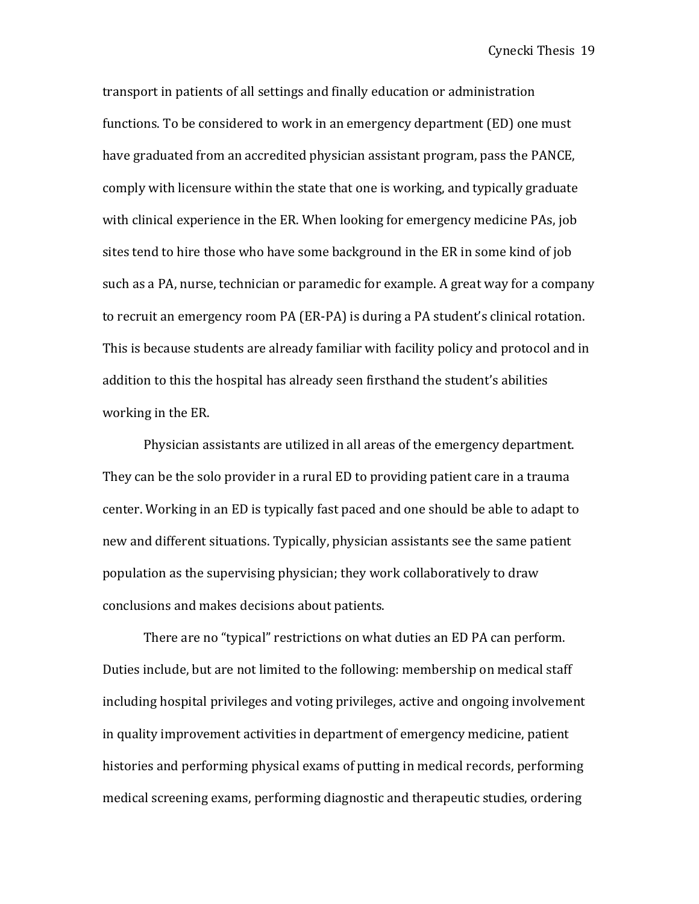transport in patients of all settings and finally education or administration functions. To be considered to work in an emergency department (ED) one must have graduated from an accredited physician assistant program, pass the PANCE, comply with licensure within the state that one is working, and typically graduate with clinical experience in the ER. When looking for emergency medicine PAs, job sites tend to hire those who have some background in the ER in some kind of job such as a PA, nurse, technician or paramedic for example. A great way for a company to recruit an emergency room PA (ER-PA) is during a PA student's clinical rotation. This is because students are already familiar with facility policy and protocol and in addition to this the hospital has already seen firsthand the student's abilities working in the ER.

Physician assistants are utilized in all areas of the emergency department. They can be the solo provider in a rural ED to providing patient care in a trauma center. Working in an ED is typically fast paced and one should be able to adapt to new and different situations. Typically, physician assistants see the same patient population as the supervising physician; they work collaboratively to draw conclusions and makes decisions about patients.

There are no "typical" restrictions on what duties an ED PA can perform. Duties include, but are not limited to the following: membership on medical staff including hospital privileges and voting privileges, active and ongoing involvement in quality improvement activities in department of emergency medicine, patient histories and performing physical exams of putting in medical records, performing medical screening exams, performing diagnostic and therapeutic studies, ordering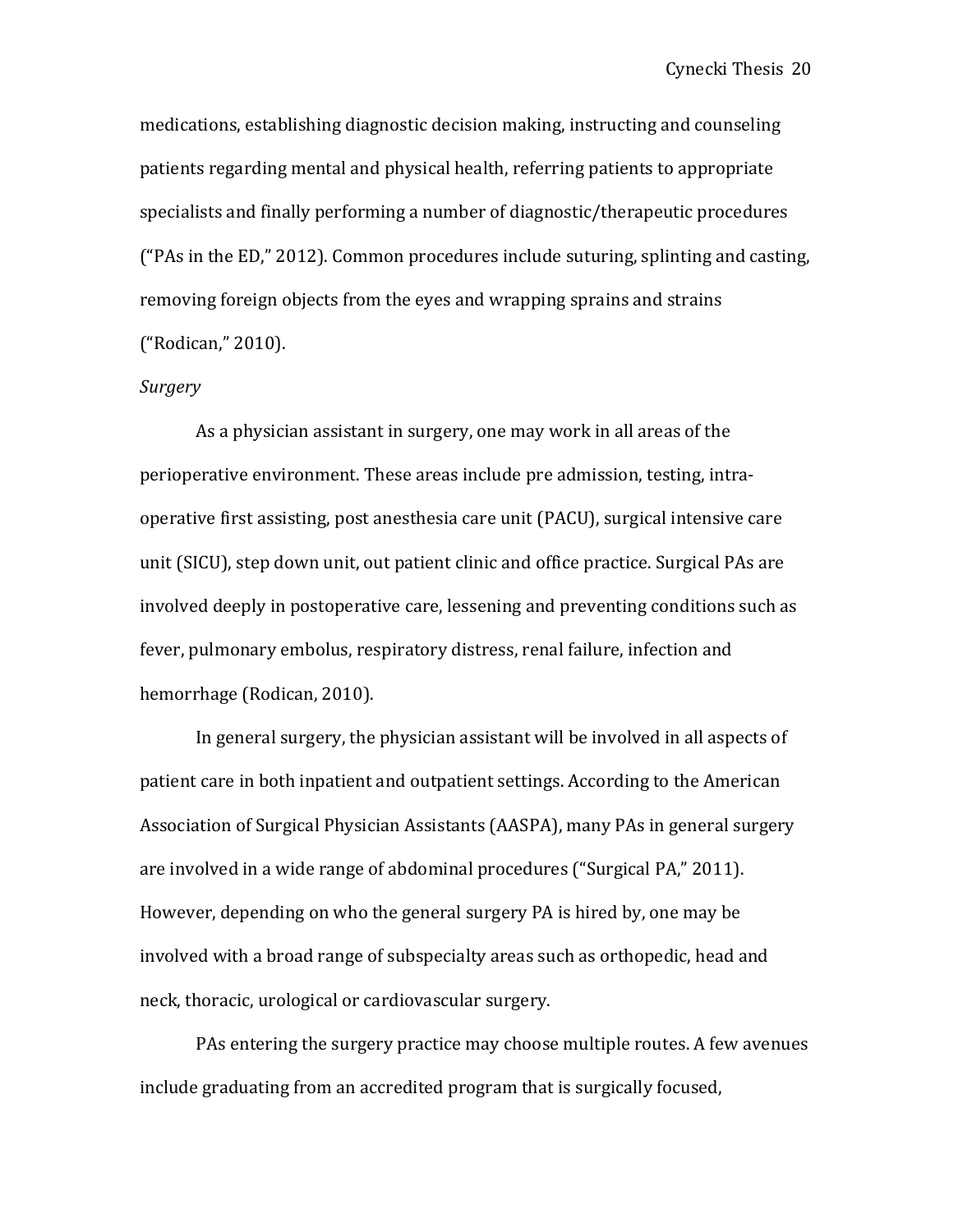medications, establishing diagnostic decision making, instructing and counseling patients regarding mental and physical health, referring patients to appropriate specialists and finally performing a number of diagnostic/therapeutic procedures ("PAs in the ED," 2012). Common procedures include suturing, splinting and casting, removing foreign objects from the eyes and wrapping sprains and strains ("Rodican," 2010).

*Surgery*

As a physician assistant in surgery, one may work in all areas of the perioperative environment. These areas include pre admission, testing, intra-operative first assisting, post anesthesia care unit (PACU), surgical intensive care unit (SICU), step down unit, out patient clinic and office practice. Surgical PAs are involved deeply in postoperative care, lessening and preventing conditions such as fever, pulmonary embolus, respiratory distress, renal failure, infection and hemorrhage (Rodican, 2010).

In general surgery, the physician assistant will be involved in all aspects of patient care in both inpatient and outpatient settings. According to the American Association of Surgical Physician Assistants (AASPA), many PAs in general surgery are involved in a wide range of abdominal procedures ("Surgical PA," 2011). However, depending on who the general surgery PA is hired by, one may be involved with a broad range of subspecialty areas such as orthopedic, head and neck, thoracic, urological or cardiovascular surgery.

PAs entering the surgery practice may choose multiple routes. A few avenues include graduating from an accredited program that is surgically focused,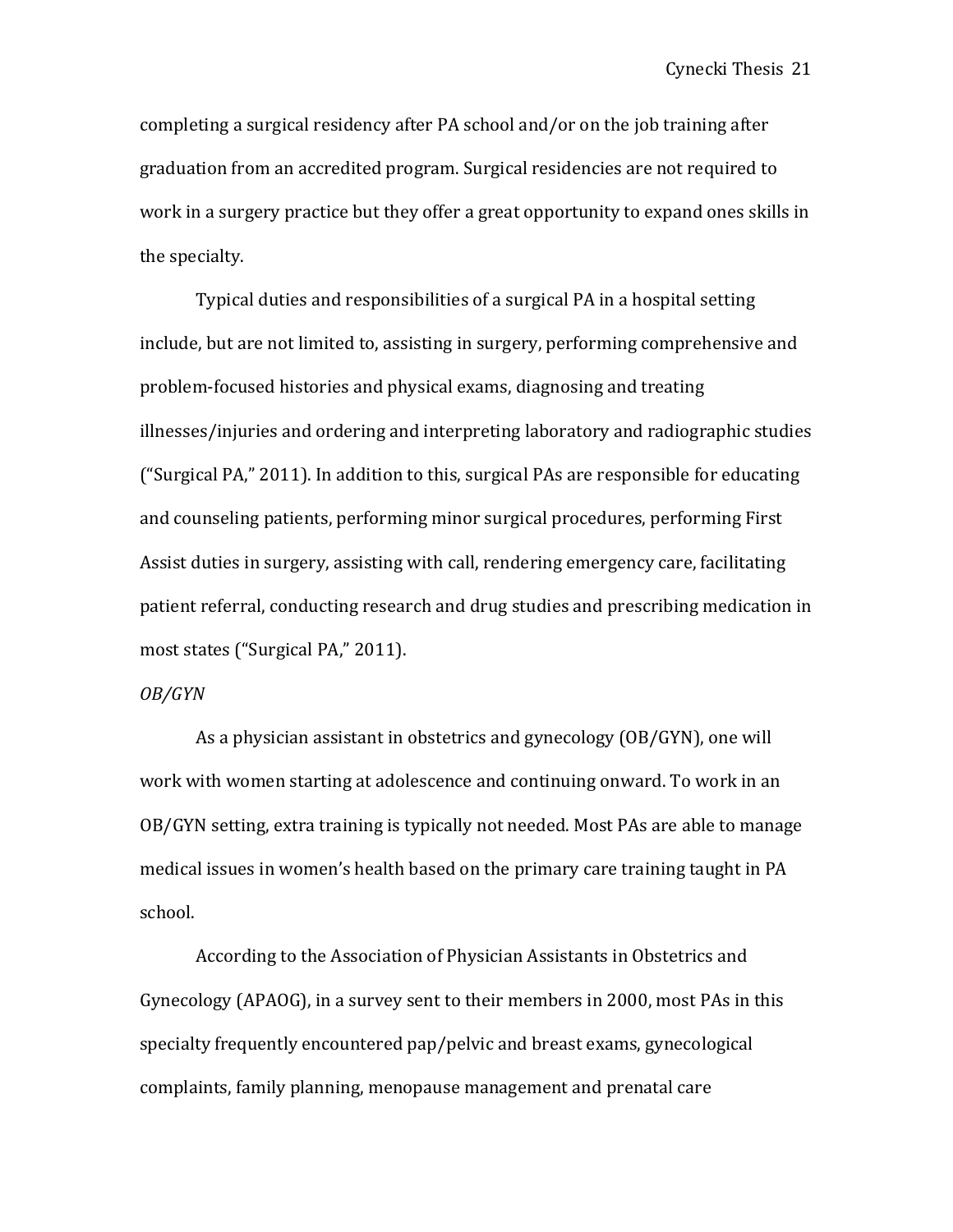completing a surgical residency after PA school and/or on the job training after graduation from an accredited program. Surgical residencies are not required to work in a surgery practice but they offer a great opportunity to expand ones skills in the specialty.

Typical duties and responsibilities of a surgical PA in a hospital setting include, but are not limited to, assisting in surgery, performing comprehensive and problem-focused histories and physical exams, diagnosing and treating illnesses/injuries and ordering and interpreting laboratory and radiographic studies ("Surgical PA," 2011). In addition to this, surgical PAs are responsible for educating and counseling patients, performing minor surgical procedures, performing First Assist duties in surgery, assisting with call, rendering emergency care, facilitating patient referral, conducting research and drug studies and prescribing medication in most states ("Surgical PA," 2011).

*OB/GYN*

As a physician assistant in obstetrics and gynecology (OB/GYN), one will work with women starting at adolescence and continuing onward. To work in an OB/GYN setting, extra training is typically not needed. Most PAs are able to manage medical issues in women's health based on the primary care training taught in PA school.

According to the Association of Physician Assistants in Obstetrics and Gynecology (APAOG), in a survey sent to their members in 2000, most PAs in this specialty frequently encountered pap/pelvic and breast exams, gynecological complaints, family planning, menopause management and prenatal care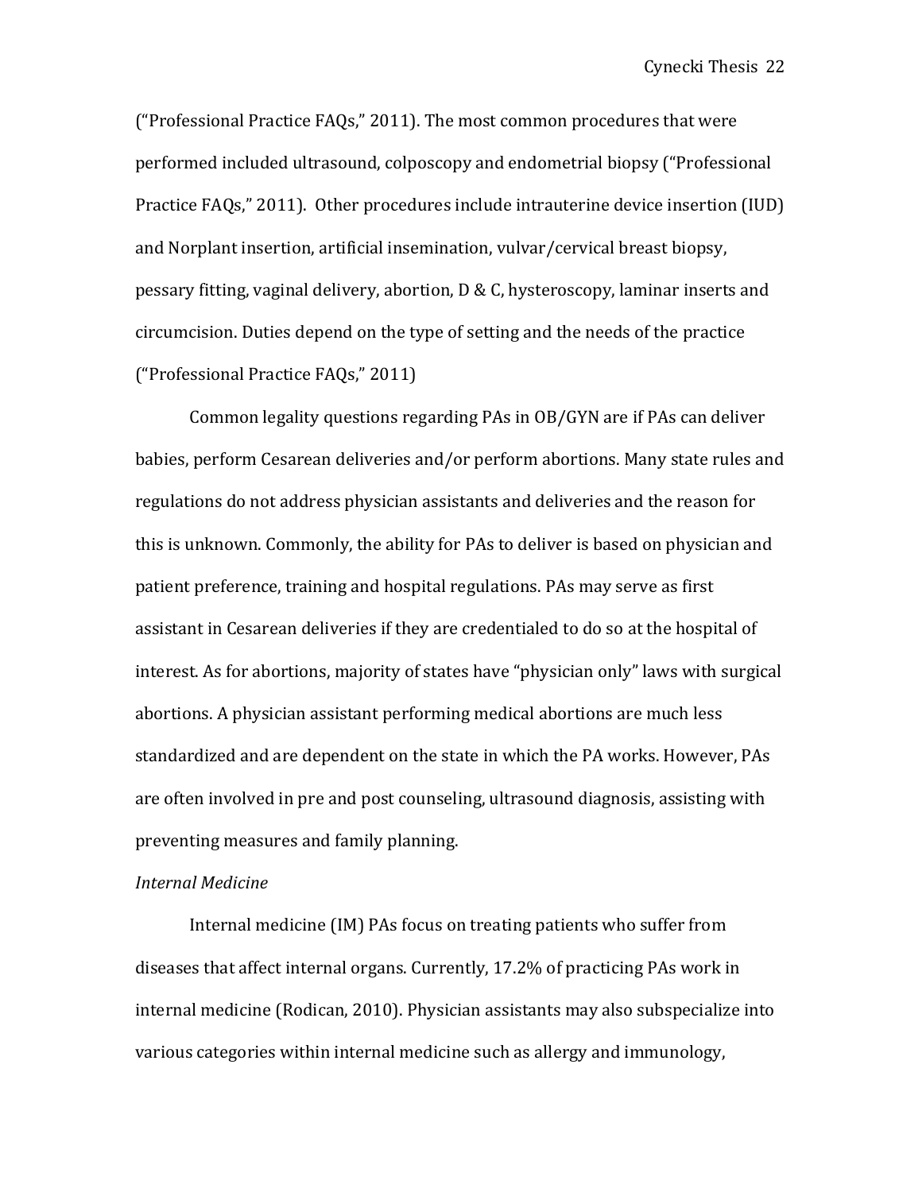("Professional Practice FAQs," 2011). The most common procedures that were performed included ultrasound, colposcopy and endometrial biopsy ("Professional Practice FAQs," 2011). Other procedures include intrauterine device insertion (IUD) and Norplant insertion, artificial insemination, vulvar/cervical breast biopsy, pessary fitting, vaginal delivery, abortion, D & C, hysteroscopy, laminar inserts and circumcision. Duties depend on the type of setting and the needs of the practice ("Professional Practice FAQs," 2011)

Common legality questions regarding PAs in OB/GYN are if PAs can deliver babies, perform Cesarean deliveries and/or perform abortions. Many state rules and regulations do not address physician assistants and deliveries and the reason for this is unknown. Commonly, the ability for PAs to deliver is based on physician and patient preference, training and hospital regulations. PAs may serve as first assistant in Cesarean deliveries if they are credentialed to do so at the hospital of interest. As for abortions, majority of states have "physician only" laws with surgical abortions. A physician assistant performing medical abortions are much less standardized and are dependent on the state in which the PA works. However, PAs are often involved in pre and post counseling, ultrasound diagnosis, assisting with preventing measures and family planning.

*Internal Medicine*

Internal medicine (IM) PAs focus on treating patients who suffer from diseases that affect internal organs. Currently, 17.2% of practicing PAs work in internal medicine (Rodican, 2010). Physician assistants may also subspecialize into various categories within internal medicine such as allergy and immunology,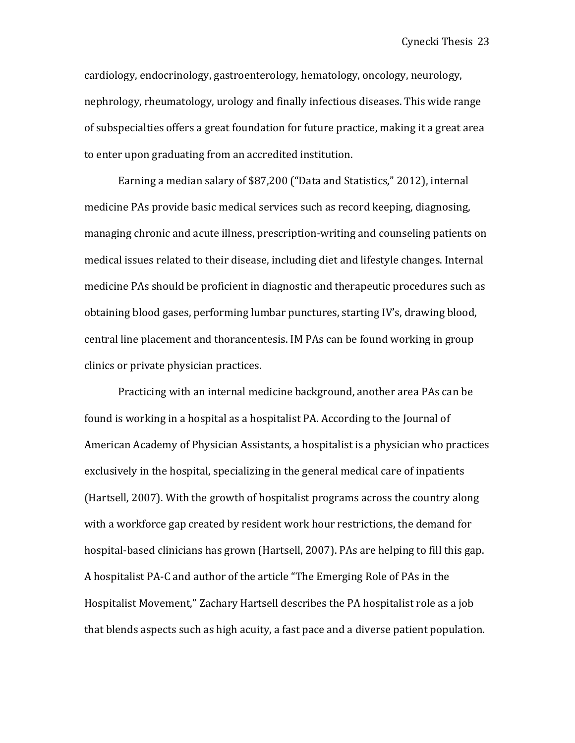cardiology, endocrinology, gastroenterology, hematology, oncology, neurology, nephrology, rheumatology, urology and finally infectious diseases. This wide range of subspecialties offers a great foundation for future practice, making it a great area to enter upon graduating from an accredited institution.

Earning a median salary of $87,200 ("Data and Statistics," 2012), internal medicine PAs provide basic medical services such as record keeping, diagnosing, managing chronic and acute illness, prescription-writing and counseling patients on medical issues related to their disease, including diet and lifestyle changes. Internal medicine PAs should be proficient in diagnostic and therapeutic procedures such as obtaining blood gases, performing lumbar punctures, starting IV's, drawing blood, central line placement and thorancentesis. IM PAs can be found working in group clinics or private physician practices.

Practicing with an internal medicine background, another area PAs can be found is working in a hospital as a hospitalist PA. According to the Journal of American Academy of Physician Assistants, a hospitalist is a physician who practices exclusively in the hospital, specializing in the general medical care of inpatients (Hartsell, 2007). With the growth of hospitalist programs across the country along with a workforce gap created by resident work hour restrictions, the demand for hospital-based clinicians has grown (Hartsell, 2007). PAs are helping to fill this gap. A hospitalist PA-C and author of the article "The Emerging Role of PAs in the Hospitalist Movement," Zachary Hartsell describes the PA hospitalist role as a job that blends aspects such as high acuity, a fast pace and a diverse patient population.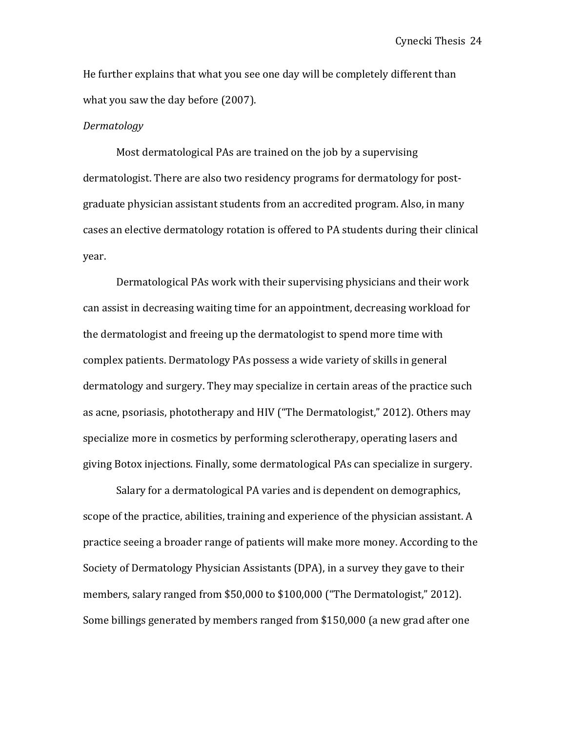He further explains that what you see one day will be completely different than what you saw the day before (2007).

*Dermatology*

Most dermatological PAs are trained on the job by a supervising dermatologist. There are also two residency programs for dermatology for post-graduate physician assistant students from an accredited program. Also, in many cases an elective dermatology rotation is offered to PA students during their clinical year.

Dermatological PAs work with their supervising physicians and their work can assist in decreasing waiting time for an appointment, decreasing workload for the dermatologist and freeing up the dermatologist to spend more time with complex patients. Dermatology PAs possess a wide variety of skills in general dermatology and surgery. They may specialize in certain areas of the practice such as acne, psoriasis, phototherapy and HIV ("The Dermatologist," 2012). Others may specialize more in cosmetics by performing sclerotherapy, operating lasers and giving Botox injections. Finally, some dermatological PAs can specialize in surgery.

Salary for a dermatological PA varies and is dependent on demographics, scope of the practice, abilities, training and experience of the physician assistant. A practice seeing a broader range of patients will make more money. According to the Society of Dermatology Physician Assistants (DPA), in a survey they gave to their members, salary ranged from $50,000 to $100,000 ("The Dermatologist," 2012). Some billings generated by members ranged from $150,000 (a new grad after one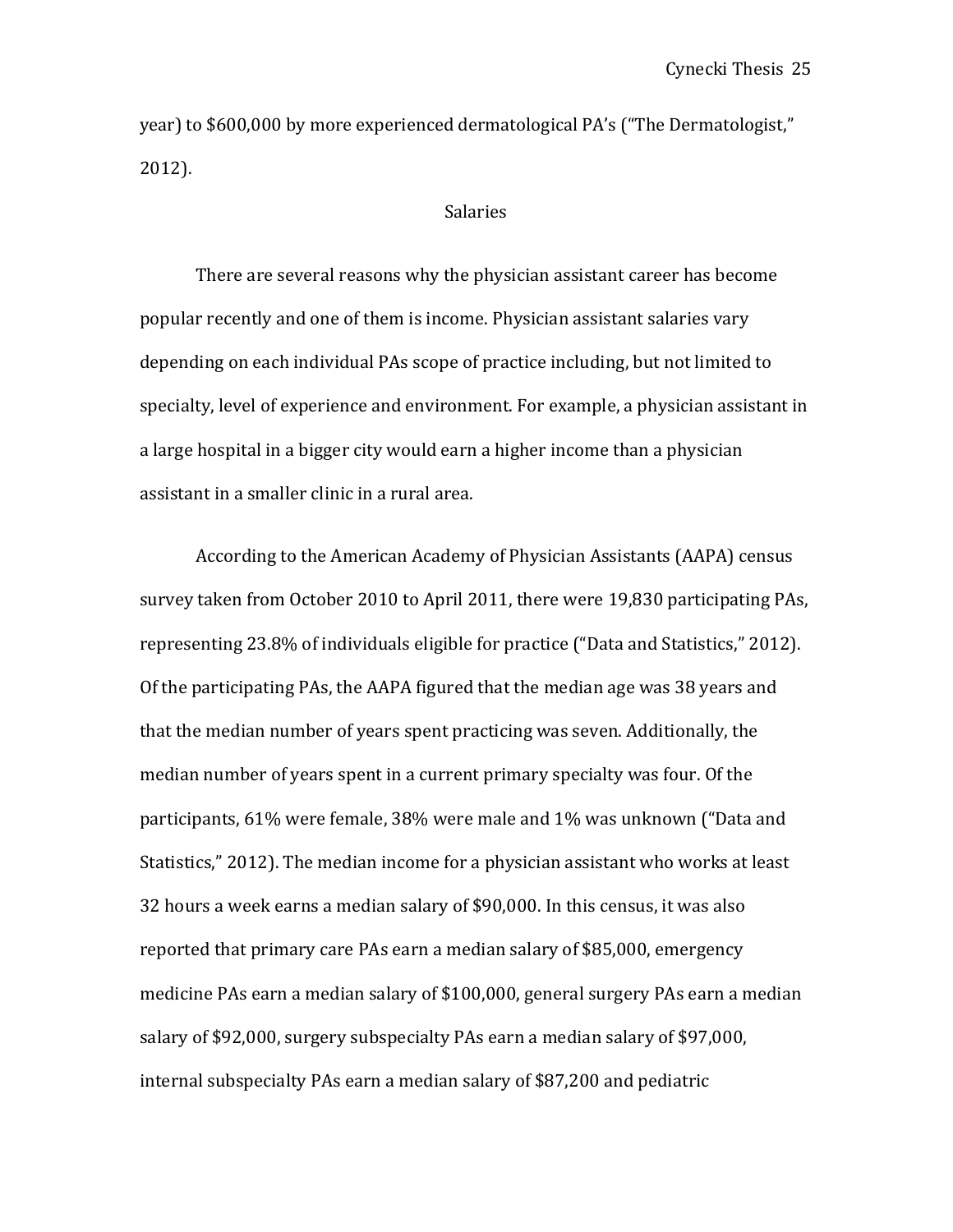year) to $600,000 by more experienced dermatological PA's ("The Dermatologist," 2012).

## Salaries

There are several reasons why the physician assistant career has become popular recently and one of them is income. Physician assistant salaries vary depending on each individual PAs scope of practice including, but not limited to specialty, level of experience and environment. For example, a physician assistant in a large hospital in a bigger city would earn a higher income than a physician assistant in a smaller clinic in a rural area.

According to the American Academy of Physician Assistants (AAPA) census survey taken from October 2010 to April 2011, there were 19,830 participating PAs, representing 23.8% of individuals eligible for practice ("Data and Statistics," 2012). Of the participating PAs, the AAPA figured that the median age was 38 years and that the median number of years spent practicing was seven. Additionally, the median number of years spent in a current primary specialty was four. Of the participants, 61% were female, 38% were male and 1% was unknown ("Data and Statistics," 2012). The median income for a physician assistant who works at least 32 hours a week earns a median salary of $90,000. In this census, it was also reported that primary care PAs earn a median salary of $85,000, emergency medicine PAs earn a median salary of $100,000, general surgery PAs earn a median salary of $92,000, surgery subspecialty PAs earn a median salary of $97,000, internal subspecialty PAs earn a median salary of $87,200 and pediatric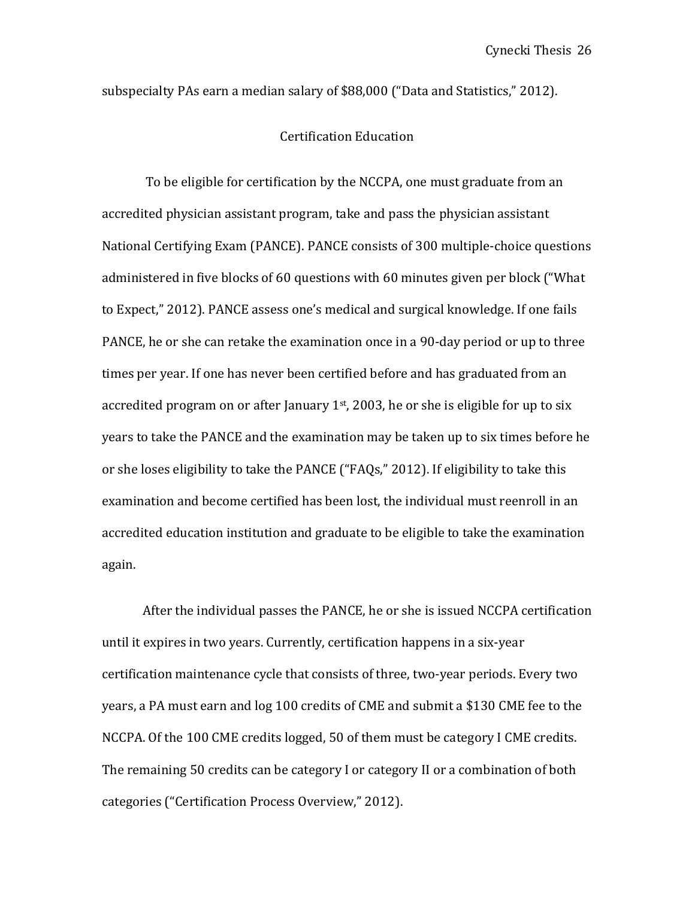subspecialty PAs earn a median salary of $88,000 ("Data and Statistics," 2012).

## Certification Education

To be eligible for certification by the NCCPA, one must graduate from an accredited physician assistant program, take and pass the physician assistant National Certifying Exam (PANCE). PANCE consists of 300 multiple-choice questions administered in five blocks of 60 questions with 60 minutes given per block ("What to Expect," 2012). PANCE assess one's medical and surgical knowledge. If one fails PANCE, he or she can retake the examination once in a 90-day period or up to three times per year. If one has never been certified before and has graduated from an accredited program on or after January 1st, 2003, he or she is eligible for up to six years to take the PANCE and the examination may be taken up to six times before he or she loses eligibility to take the PANCE ("FAQs," 2012). If eligibility to take this examination and become certified has been lost, the individual must reenroll in an accredited education institution and graduate to be eligible to take the examination again.

After the individual passes the PANCE, he or she is issued NCCPA certification until it expires in two years. Currently, certification happens in a six-year certification maintenance cycle that consists of three, two-year periods. Every two years, a PA must earn and log 100 credits of CME and submit a $130 CME fee to the NCCPA. Of the 100 CME credits logged, 50 of them must be category I CME credits. The remaining 50 credits can be category I or category II or a combination of both categories ("Certification Process Overview," 2012).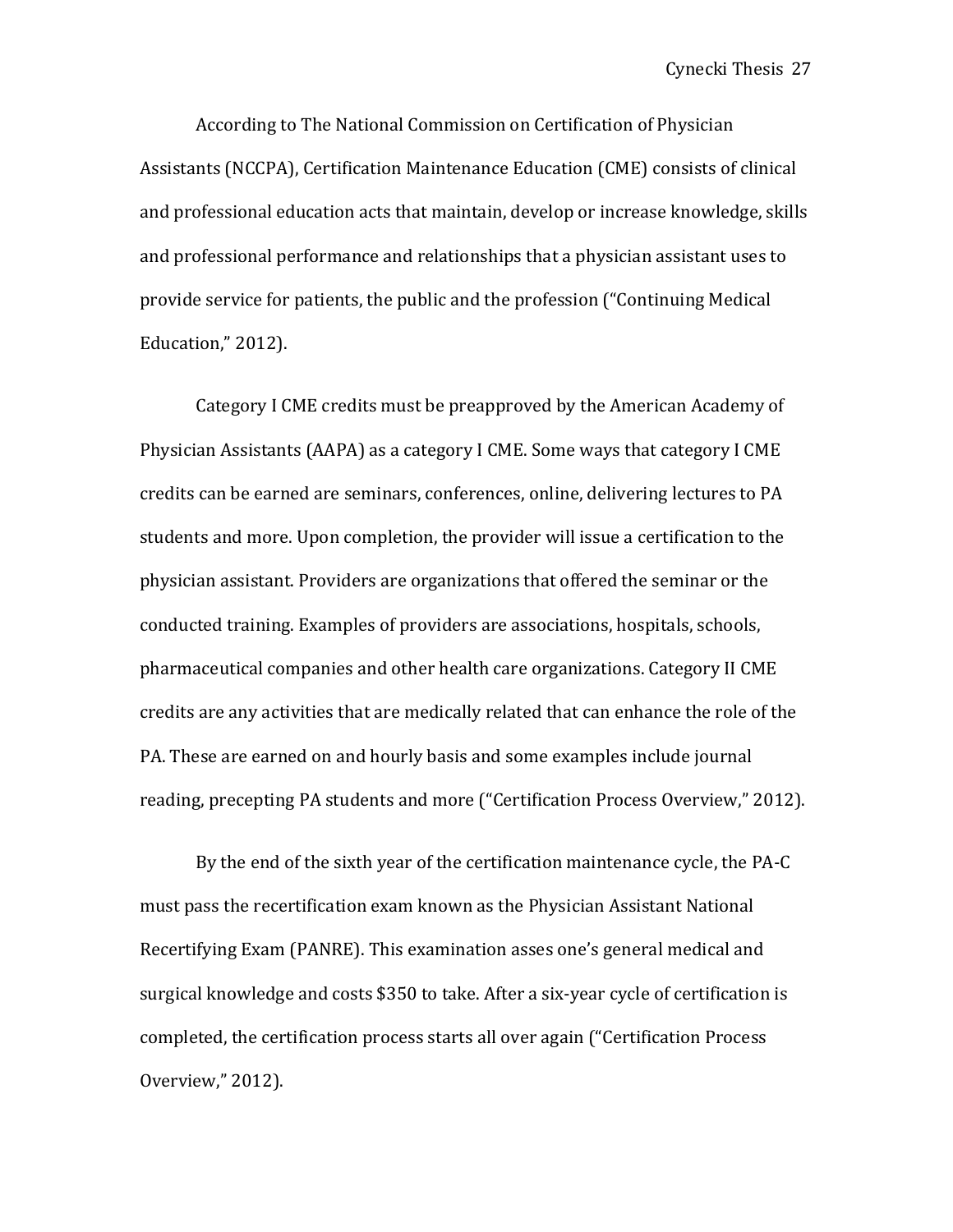According to The National Commission on Certification of Physician Assistants (NCCPA), Certification Maintenance Education (CME) consists of clinical and professional education acts that maintain, develop or increase knowledge, skills and professional performance and relationships that a physician assistant uses to provide service for patients, the public and the profession ("Continuing Medical Education," 2012).

Category I CME credits must be preapproved by the American Academy of Physician Assistants (AAPA) as a category I CME. Some ways that category I CME credits can be earned are seminars, conferences, online, delivering lectures to PA students and more. Upon completion, the provider will issue a certification to the physician assistant. Providers are organizations that offered the seminar or the conducted training. Examples of providers are associations, hospitals, schools, pharmaceutical companies and other health care organizations. Category II CME credits are any activities that are medically related that can enhance the role of the PA. These are earned on and hourly basis and some examples include journal reading, precepting PA students and more ("Certification Process Overview," 2012).

By the end of the sixth year of the certification maintenance cycle, the PA-C must pass the recertification exam known as the Physician Assistant National Recertifying Exam (PANRE). This examination asses one's general medical and surgical knowledge and costs $350 to take. After a six-year cycle of certification is completed, the certification process starts all over again ("Certification Process Overview," 2012).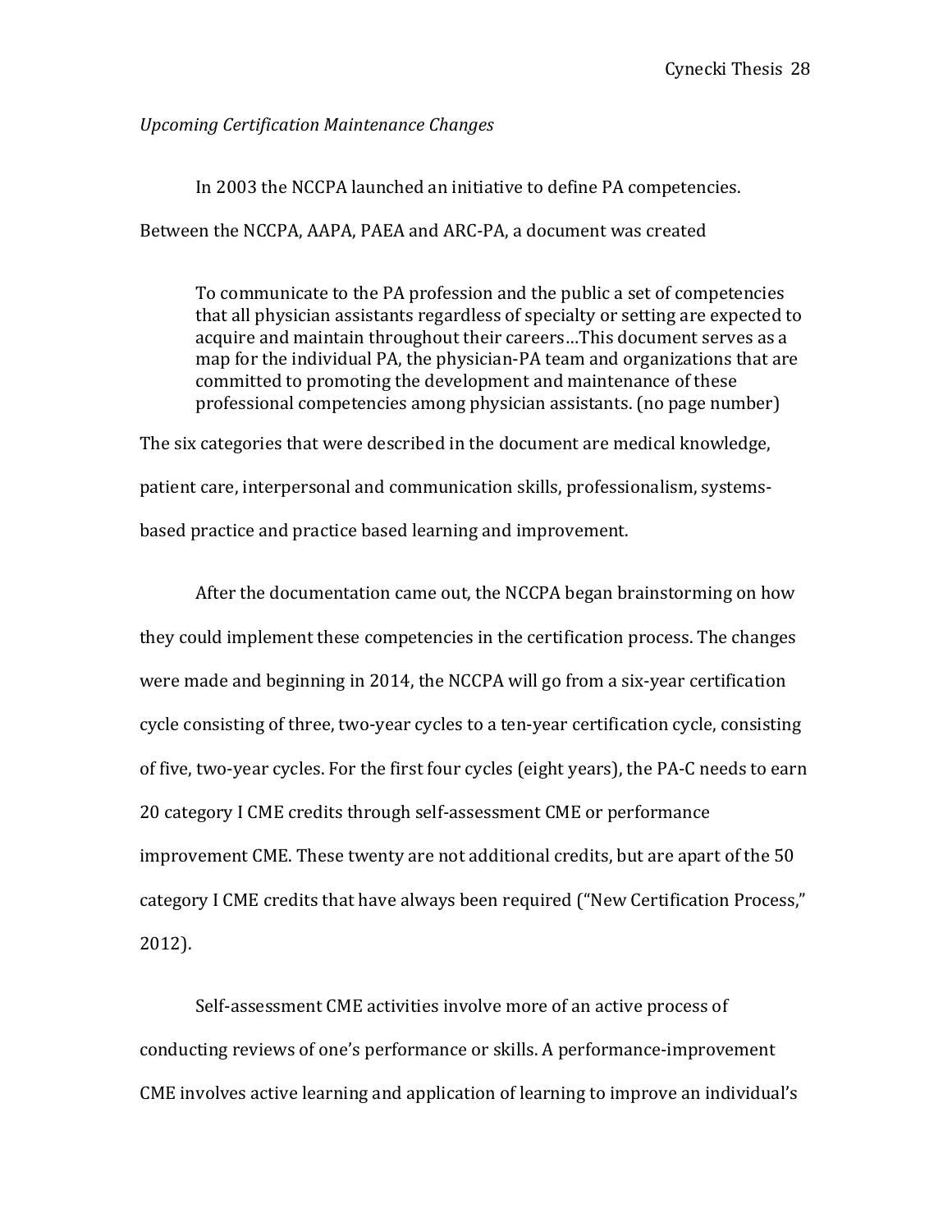*Upcoming Certification Maintenance Changes*

In 2003 the NCCPA launched an initiative to define PA competencies. Between the NCCPA, AAPA, PAEA and ARC-PA, a document was created

> To communicate to the PA profession and the public a set of competencies that all physician assistants regardless of specialty or setting are expected to acquire and maintain throughout their careers…This document serves as a map for the individual PA, the physician-PA team and organizations that are committed to promoting the development and maintenance of these professional competencies among physician assistants. (no page number)

The six categories that were described in the document are medical knowledge, patient care, interpersonal and communication skills, professionalism, systems-based practice and practice based learning and improvement.

After the documentation came out, the NCCPA began brainstorming on how they could implement these competencies in the certification process. The changes were made and beginning in 2014, the NCCPA will go from a six-year certification cycle consisting of three, two-year cycles to a ten-year certification cycle, consisting of five, two-year cycles. For the first four cycles (eight years), the PA-C needs to earn 20 category I CME credits through self-assessment CME or performance improvement CME. These twenty are not additional credits, but are apart of the 50 category I CME credits that have always been required ("New Certification Process," 2012).

Self-assessment CME activities involve more of an active process of conducting reviews of one's performance or skills. A performance-improvement CME involves active learning and application of learning to improve an individual's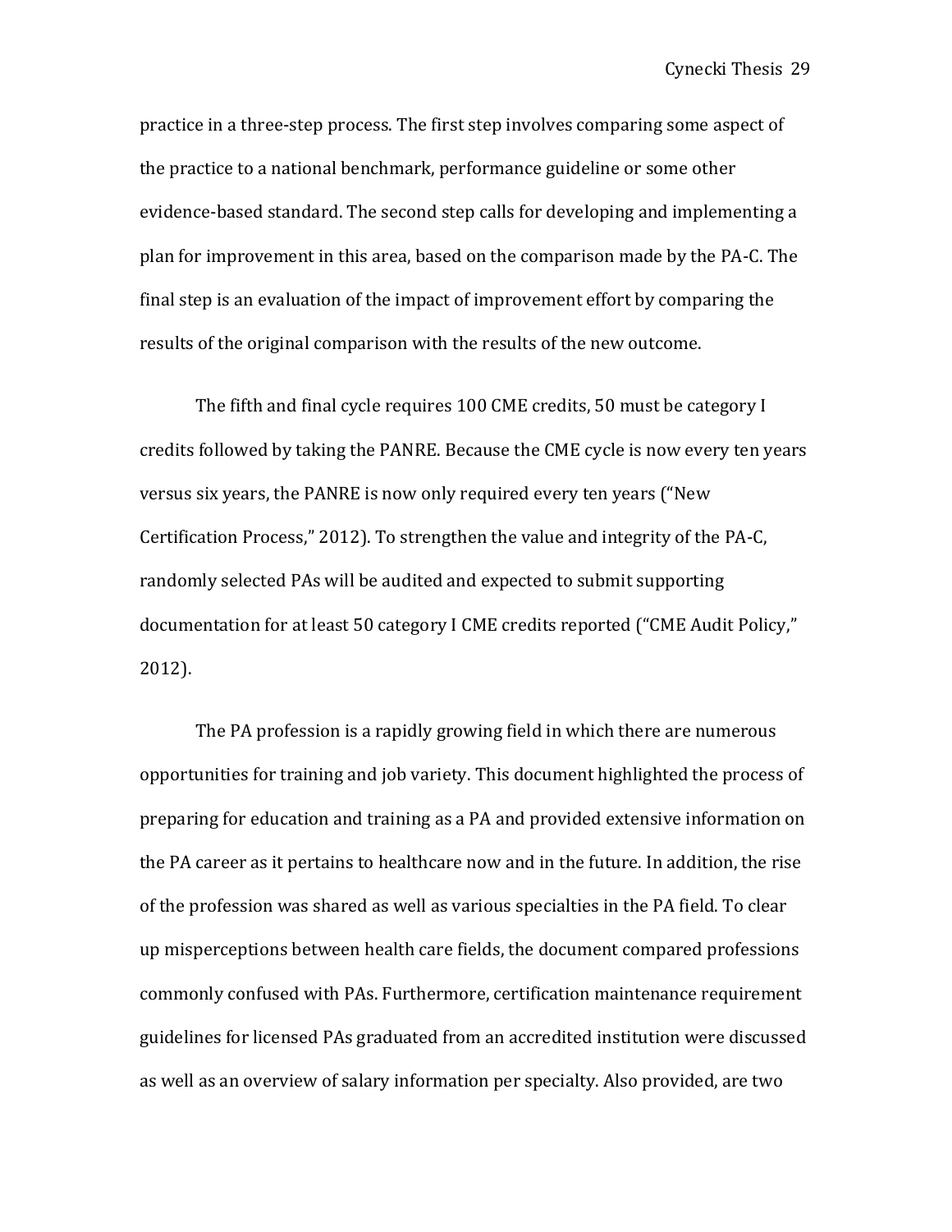practice in a three-step process. The first step involves comparing some aspect of the practice to a national benchmark, performance guideline or some other evidence-based standard. The second step calls for developing and implementing a plan for improvement in this area, based on the comparison made by the PA-C. The final step is an evaluation of the impact of improvement effort by comparing the results of the original comparison with the results of the new outcome.

The fifth and final cycle requires 100 CME credits, 50 must be category I credits followed by taking the PANRE. Because the CME cycle is now every ten years versus six years, the PANRE is now only required every ten years ("New Certification Process," 2012). To strengthen the value and integrity of the PA-C, randomly selected PAs will be audited and expected to submit supporting documentation for at least 50 category I CME credits reported ("CME Audit Policy," 2012).

The PA profession is a rapidly growing field in which there are numerous opportunities for training and job variety. This document highlighted the process of preparing for education and training as a PA and provided extensive information on the PA career as it pertains to healthcare now and in the future. In addition, the rise of the profession was shared as well as various specialties in the PA field. To clear up misperceptions between health care fields, the document compared professions commonly confused with PAs. Furthermore, certification maintenance requirement guidelines for licensed PAs graduated from an accredited institution were discussed as well as an overview of salary information per specialty. Also provided, are two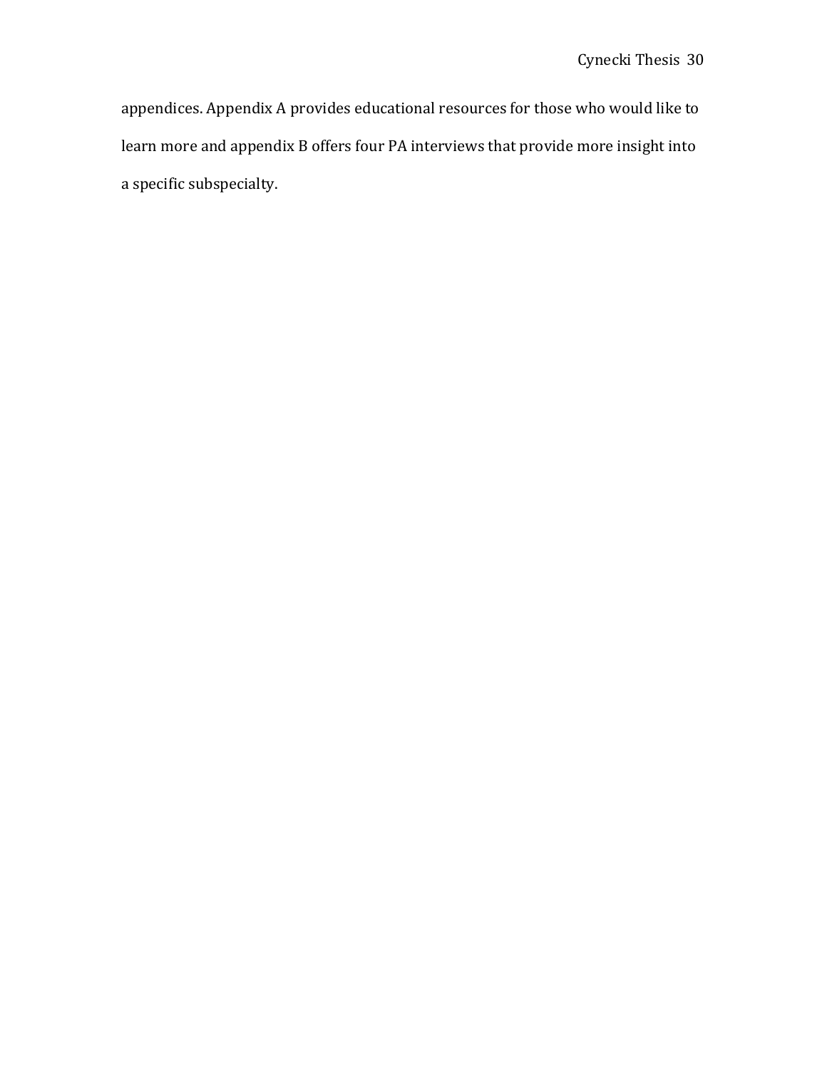appendices. Appendix A provides educational resources for those who would like to learn more and appendix B offers four PA interviews that provide more insight into a specific subspecialty.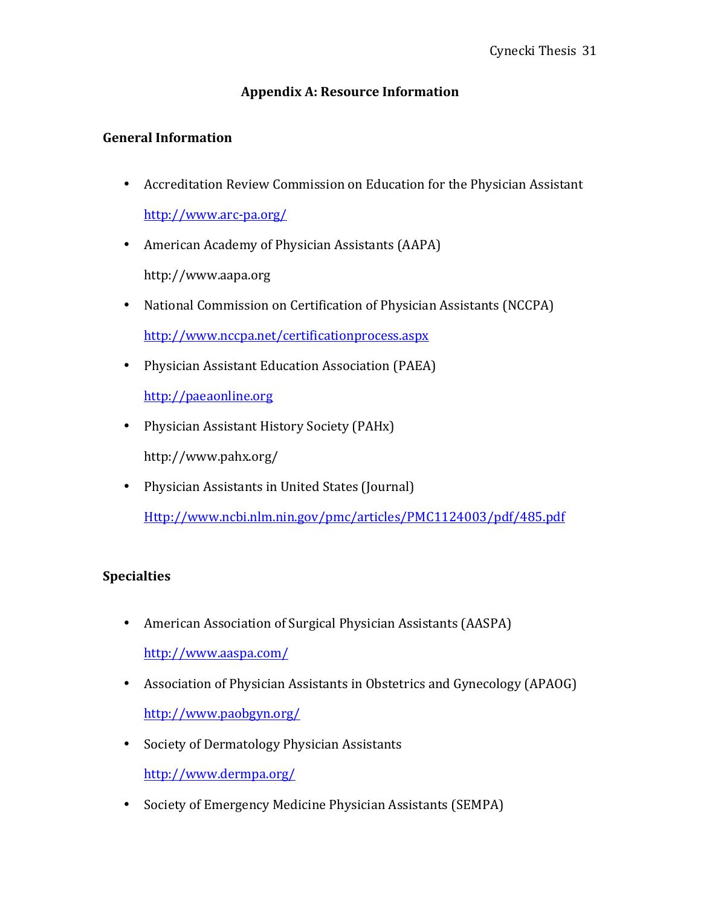## Appendix A: Resource Information

### General Information

- Accreditation Review Commission on Education for the Physician Assistant

  http://www.arc-pa.org/

- American Academy of Physician Assistants (AAPA)

  http://www.aapa.org

- National Commission on Certification of Physician Assistants (NCCPA)

  http://www.nccpa.net/certificationprocess.aspx

- Physician Assistant Education Association (PAEA)

  http://paeaonline.org

- Physician Assistant History Society (PAHx)

  http://www.pahx.org/

- Physician Assistants in United States (Journal)

  Http://www.ncbi.nlm.nin.gov/pmc/articles/PMC1124003/pdf/485.pdf

### Specialties

- American Association of Surgical Physician Assistants (AASPA)

  http://www.aaspa.com/

- Association of Physician Assistants in Obstetrics and Gynecology (APAOG)

  http://www.paobgyn.org/

- Society of Dermatology Physician Assistants

  http://www.dermpa.org/

- Society of Emergency Medicine Physician Assistants (SEMPA)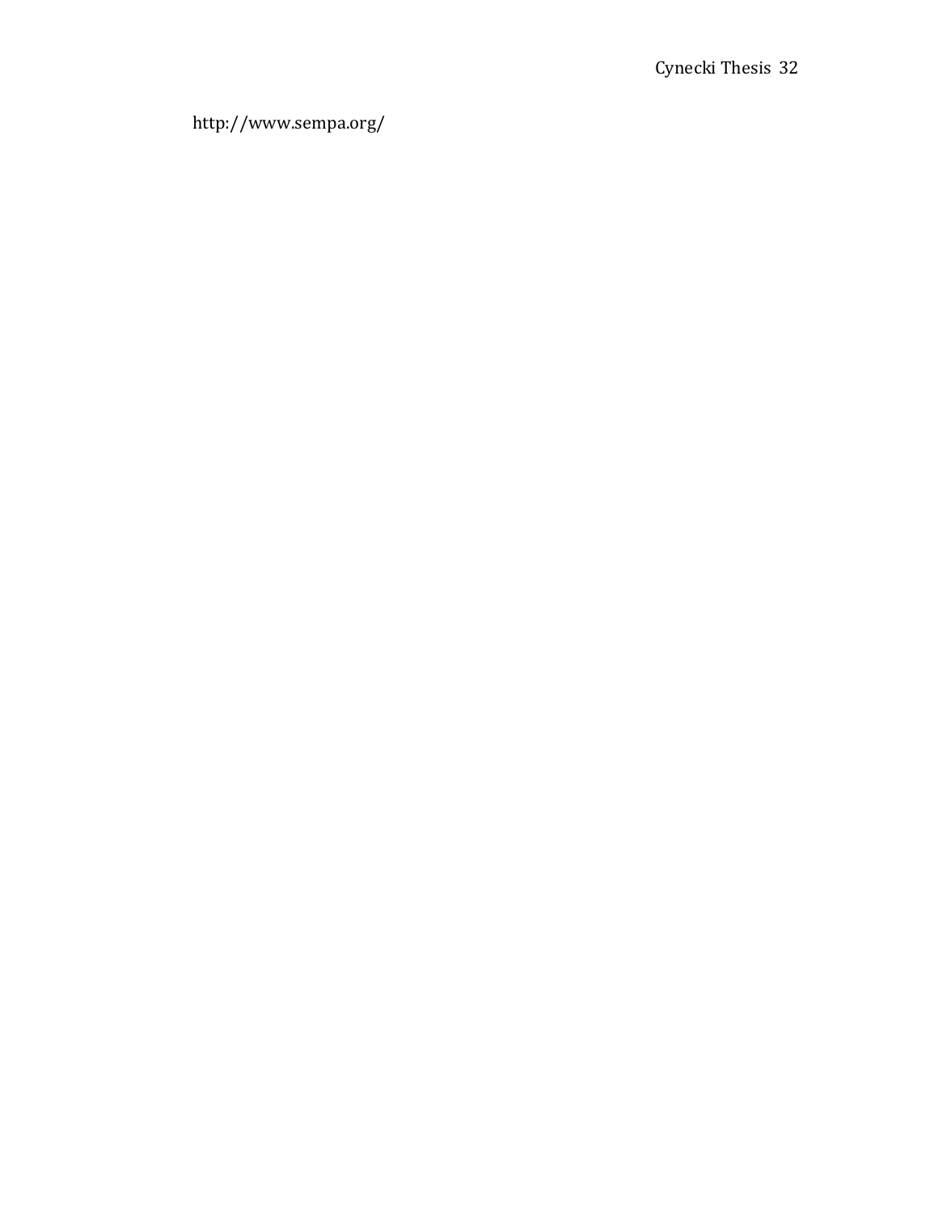http://www.sempa.org/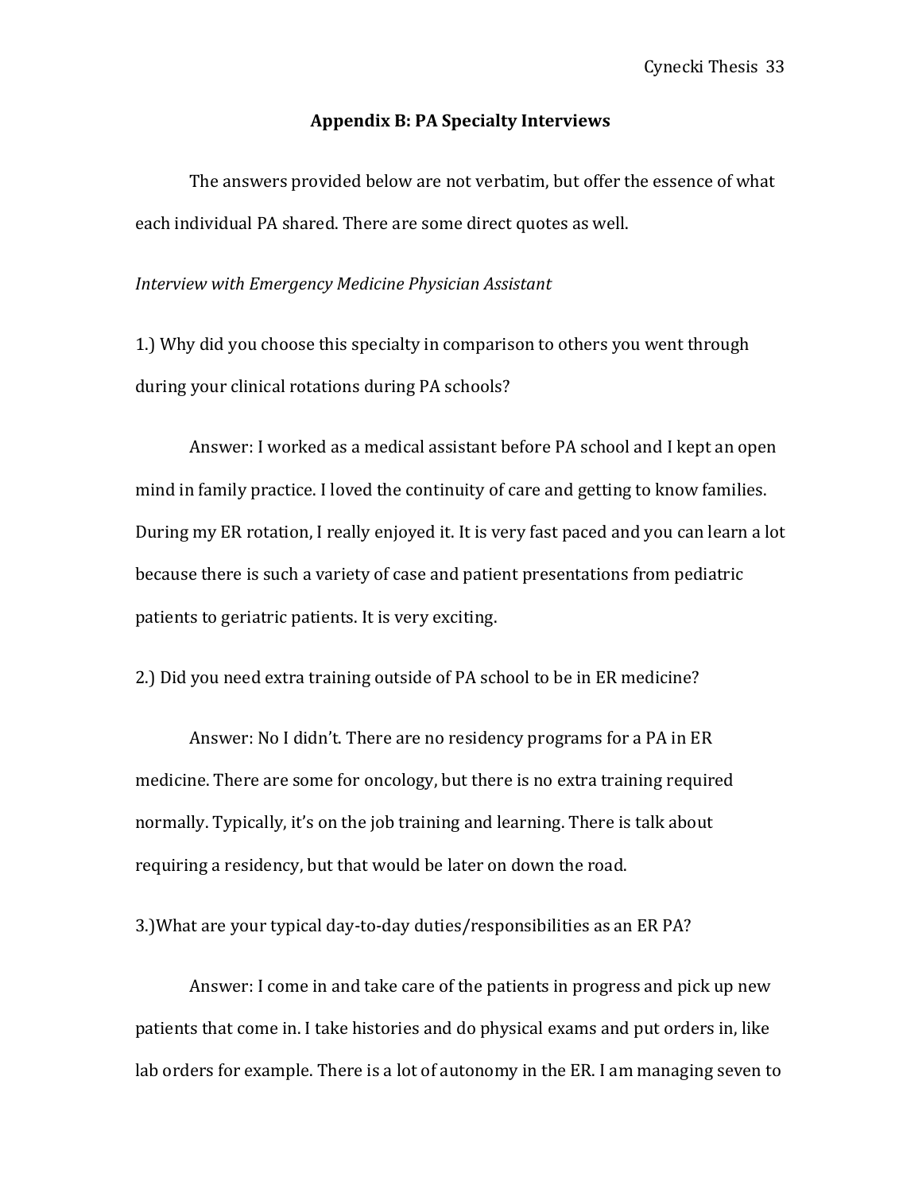## Appendix B: PA Specialty Interviews

The answers provided below are not verbatim, but offer the essence of what each individual PA shared. There are some direct quotes as well.

*Interview with Emergency Medicine Physician Assistant*

1.) Why did you choose this specialty in comparison to others you went through during your clinical rotations during PA schools?

Answer: I worked as a medical assistant before PA school and I kept an open mind in family practice. I loved the continuity of care and getting to know families. During my ER rotation, I really enjoyed it. It is very fast paced and you can learn a lot because there is such a variety of case and patient presentations from pediatric patients to geriatric patients. It is very exciting.

2.) Did you need extra training outside of PA school to be in ER medicine?

Answer: No I didn't. There are no residency programs for a PA in ER medicine. There are some for oncology, but there is no extra training required normally. Typically, it's on the job training and learning. There is talk about requiring a residency, but that would be later on down the road.

3.)What are your typical day-to-day duties/responsibilities as an ER PA?

Answer: I come in and take care of the patients in progress and pick up new patients that come in. I take histories and do physical exams and put orders in, like lab orders for example. There is a lot of autonomy in the ER. I am managing seven to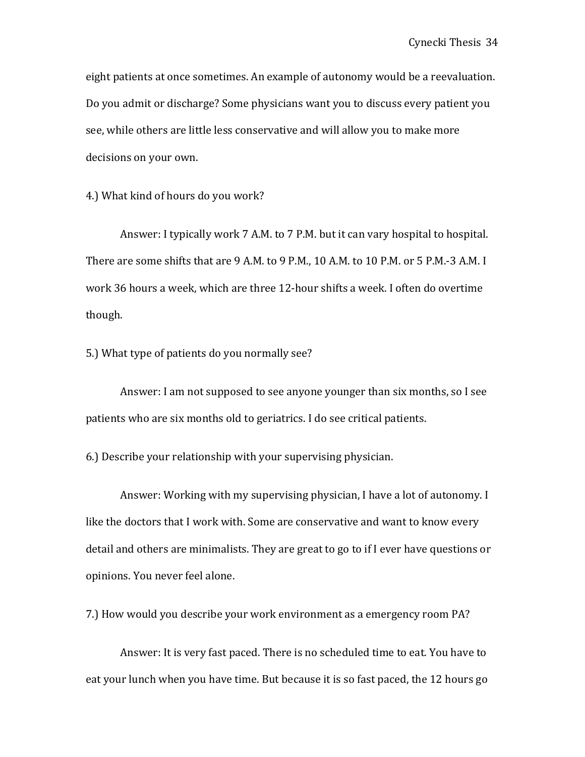eight patients at once sometimes. An example of autonomy would be a reevaluation. Do you admit or discharge? Some physicians want you to discuss every patient you see, while others are little less conservative and will allow you to make more decisions on your own.

4.) What kind of hours do you work?

Answer: I typically work 7 A.M. to 7 P.M. but it can vary hospital to hospital. There are some shifts that are 9 A.M. to 9 P.M., 10 A.M. to 10 P.M. or 5 P.M.-3 A.M. I work 36 hours a week, which are three 12-hour shifts a week. I often do overtime though.

5.) What type of patients do you normally see?

Answer: I am not supposed to see anyone younger than six months, so I see patients who are six months old to geriatrics. I do see critical patients.

6.) Describe your relationship with your supervising physician.

Answer: Working with my supervising physician, I have a lot of autonomy. I like the doctors that I work with. Some are conservative and want to know every detail and others are minimalists. They are great to go to if I ever have questions or opinions. You never feel alone.

7.) How would you describe your work environment as a emergency room PA?

Answer: It is very fast paced. There is no scheduled time to eat. You have to eat your lunch when you have time. But because it is so fast paced, the 12 hours go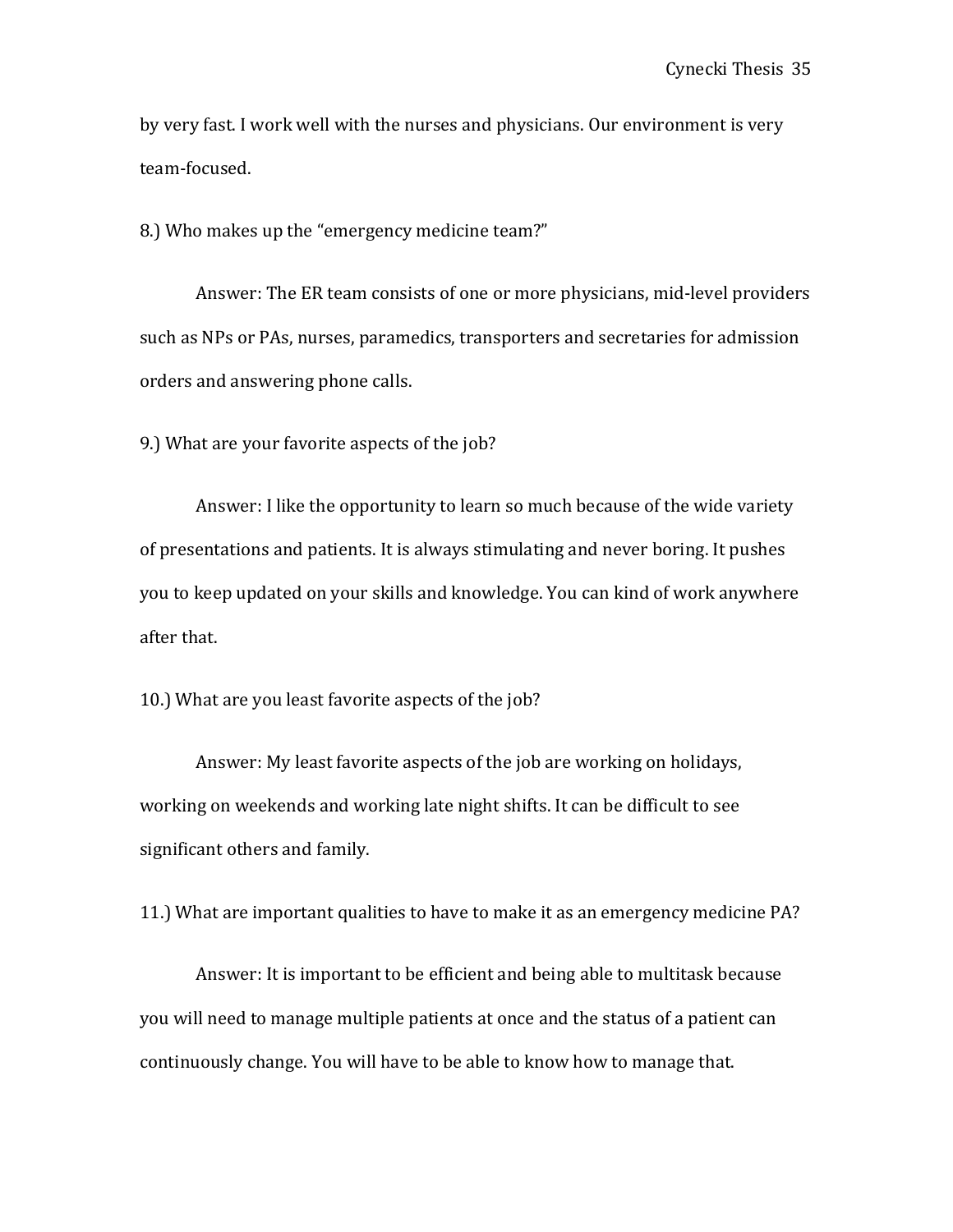by very fast. I work well with the nurses and physicians. Our environment is very team-focused.

8.) Who makes up the “emergency medicine team?”

Answer: The ER team consists of one or more physicians, mid-level providers such as NPs or PAs, nurses, paramedics, transporters and secretaries for admission orders and answering phone calls.

9.) What are your favorite aspects of the job?

Answer: I like the opportunity to learn so much because of the wide variety of presentations and patients. It is always stimulating and never boring. It pushes you to keep updated on your skills and knowledge. You can kind of work anywhere after that.

10.) What are you least favorite aspects of the job?

Answer: My least favorite aspects of the job are working on holidays, working on weekends and working late night shifts. It can be difficult to see significant others and family.

11.) What are important qualities to have to make it as an emergency medicine PA?

Answer: It is important to be efficient and being able to multitask because you will need to manage multiple patients at once and the status of a patient can continuously change. You will have to be able to know how to manage that.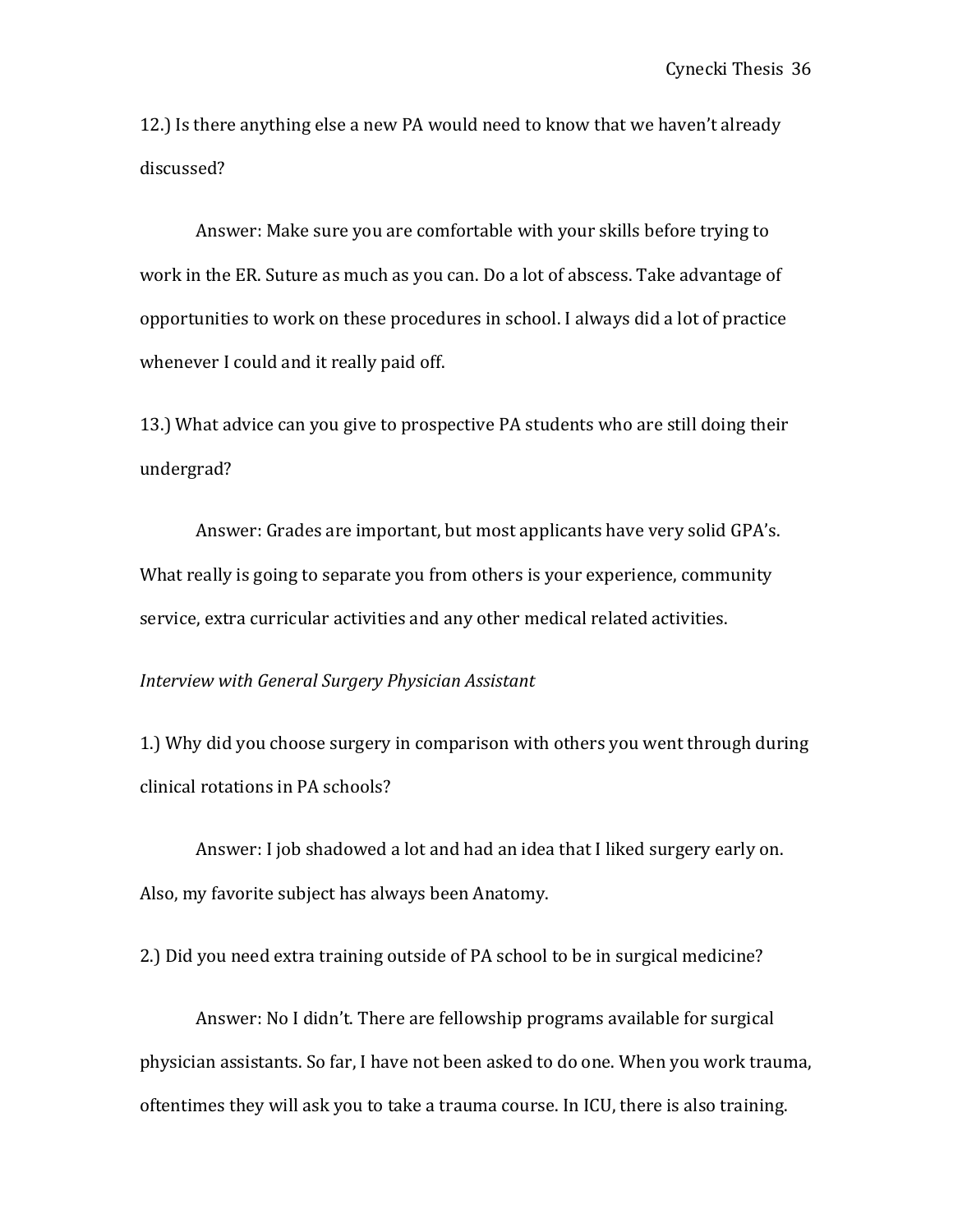12.) Is there anything else a new PA would need to know that we haven't already discussed?

Answer: Make sure you are comfortable with your skills before trying to work in the ER. Suture as much as you can. Do a lot of abscess. Take advantage of opportunities to work on these procedures in school. I always did a lot of practice whenever I could and it really paid off.

13.) What advice can you give to prospective PA students who are still doing their undergrad?

Answer: Grades are important, but most applicants have very solid GPA's. What really is going to separate you from others is your experience, community service, extra curricular activities and any other medical related activities.

*Interview with General Surgery Physician Assistant*

1.) Why did you choose surgery in comparison with others you went through during clinical rotations in PA schools?

Answer: I job shadowed a lot and had an idea that I liked surgery early on. Also, my favorite subject has always been Anatomy.

2.) Did you need extra training outside of PA school to be in surgical medicine?

Answer: No I didn't. There are fellowship programs available for surgical physician assistants. So far, I have not been asked to do one. When you work trauma, oftentimes they will ask you to take a trauma course. In ICU, there is also training.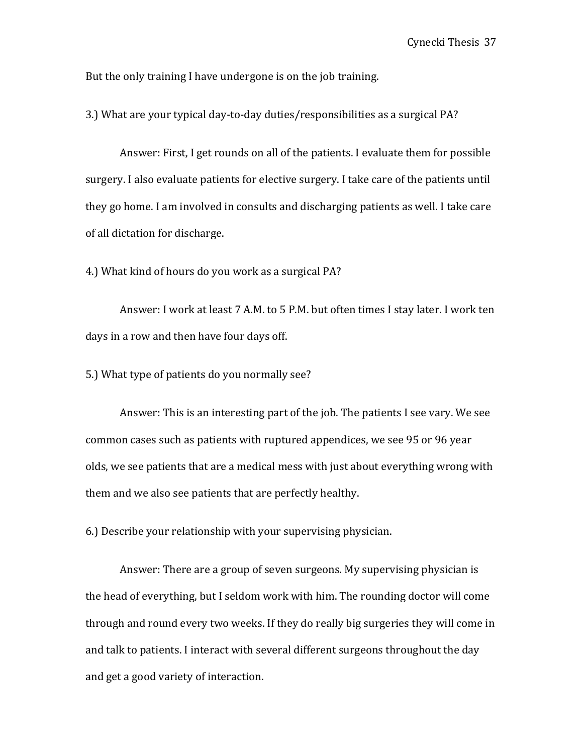But the only training I have undergone is on the job training.

3.) What are your typical day-to-day duties/responsibilities as a surgical PA?

Answer: First, I get rounds on all of the patients. I evaluate them for possible surgery. I also evaluate patients for elective surgery. I take care of the patients until they go home. I am involved in consults and discharging patients as well. I take care of all dictation for discharge.

4.) What kind of hours do you work as a surgical PA?

Answer: I work at least 7 A.M. to 5 P.M. but often times I stay later. I work ten days in a row and then have four days off.

5.) What type of patients do you normally see?

Answer: This is an interesting part of the job. The patients I see vary. We see common cases such as patients with ruptured appendices, we see 95 or 96 year olds, we see patients that are a medical mess with just about everything wrong with them and we also see patients that are perfectly healthy.

6.) Describe your relationship with your supervising physician.

Answer: There are a group of seven surgeons. My supervising physician is the head of everything, but I seldom work with him. The rounding doctor will come through and round every two weeks. If they do really big surgeries they will come in and talk to patients. I interact with several different surgeons throughout the day and get a good variety of interaction.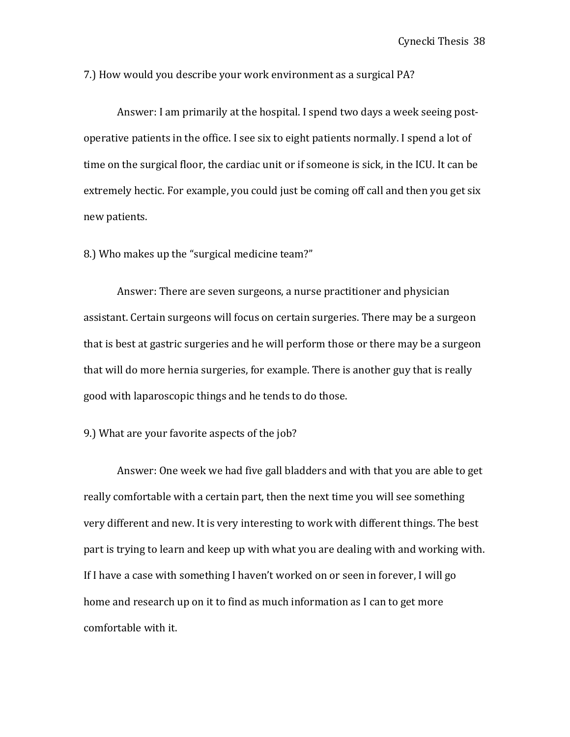7.) How would you describe your work environment as a surgical PA?

Answer: I am primarily at the hospital. I spend two days a week seeing post-operative patients in the office. I see six to eight patients normally. I spend a lot of time on the surgical floor, the cardiac unit or if someone is sick, in the ICU. It can be extremely hectic. For example, you could just be coming off call and then you get six new patients.

8.) Who makes up the "surgical medicine team?"

Answer: There are seven surgeons, a nurse practitioner and physician assistant. Certain surgeons will focus on certain surgeries. There may be a surgeon that is best at gastric surgeries and he will perform those or there may be a surgeon that will do more hernia surgeries, for example. There is another guy that is really good with laparoscopic things and he tends to do those.

9.) What are your favorite aspects of the job?

Answer: One week we had five gall bladders and with that you are able to get really comfortable with a certain part, then the next time you will see something very different and new. It is very interesting to work with different things. The best part is trying to learn and keep up with what you are dealing with and working with. If I have a case with something I haven't worked on or seen in forever, I will go home and research up on it to find as much information as I can to get more comfortable with it.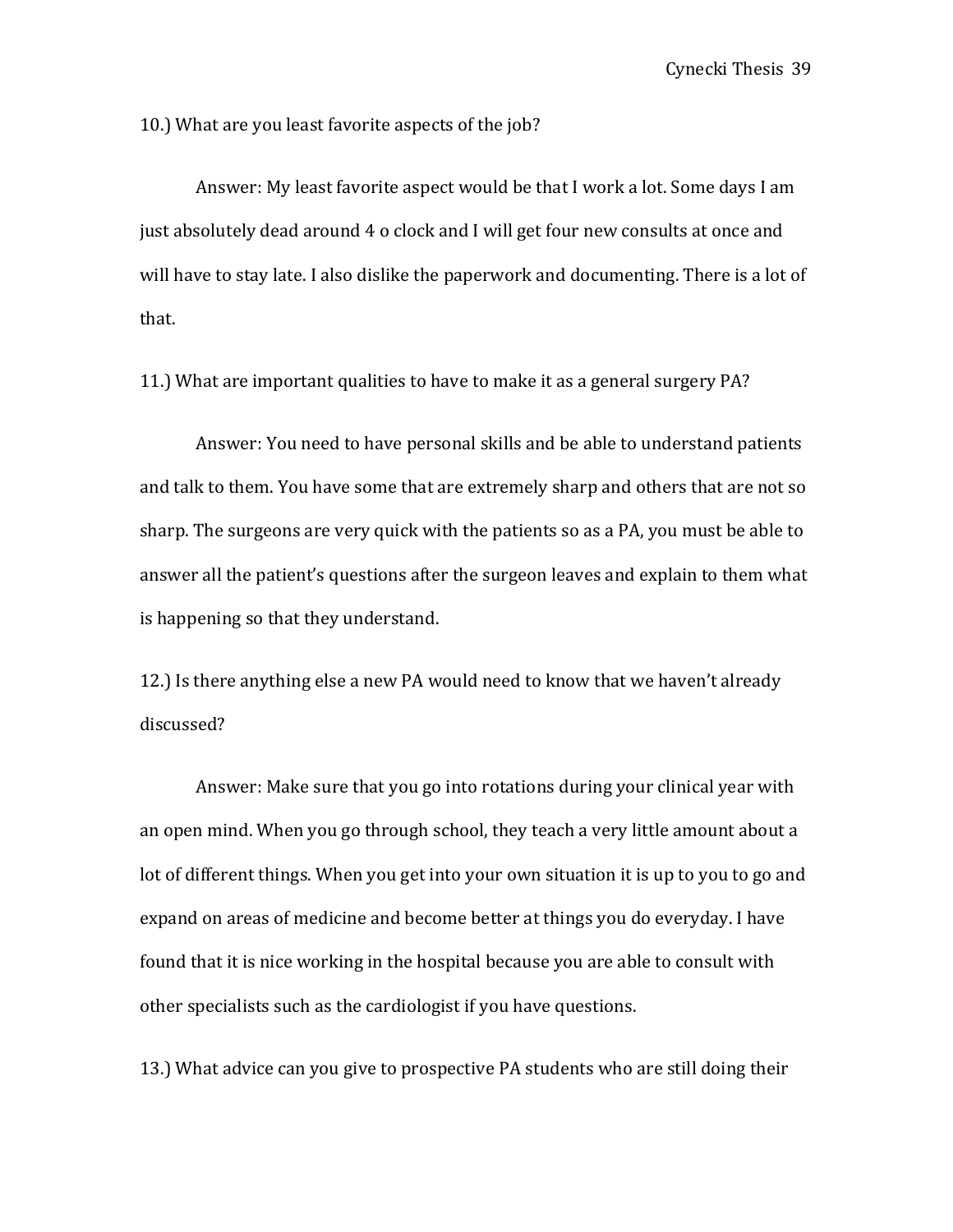10.) What are you least favorite aspects of the job?

Answer: My least favorite aspect would be that I work a lot. Some days I am just absolutely dead around 4 o clock and I will get four new consults at once and will have to stay late. I also dislike the paperwork and documenting. There is a lot of that.

11.) What are important qualities to have to make it as a general surgery PA?

Answer: You need to have personal skills and be able to understand patients and talk to them. You have some that are extremely sharp and others that are not so sharp. The surgeons are very quick with the patients so as a PA, you must be able to answer all the patient's questions after the surgeon leaves and explain to them what is happening so that they understand.

12.) Is there anything else a new PA would need to know that we haven't already discussed?

Answer: Make sure that you go into rotations during your clinical year with an open mind. When you go through school, they teach a very little amount about a lot of different things. When you get into your own situation it is up to you to go and expand on areas of medicine and become better at things you do everyday. I have found that it is nice working in the hospital because you are able to consult with other specialists such as the cardiologist if you have questions.

13.) What advice can you give to prospective PA students who are still doing their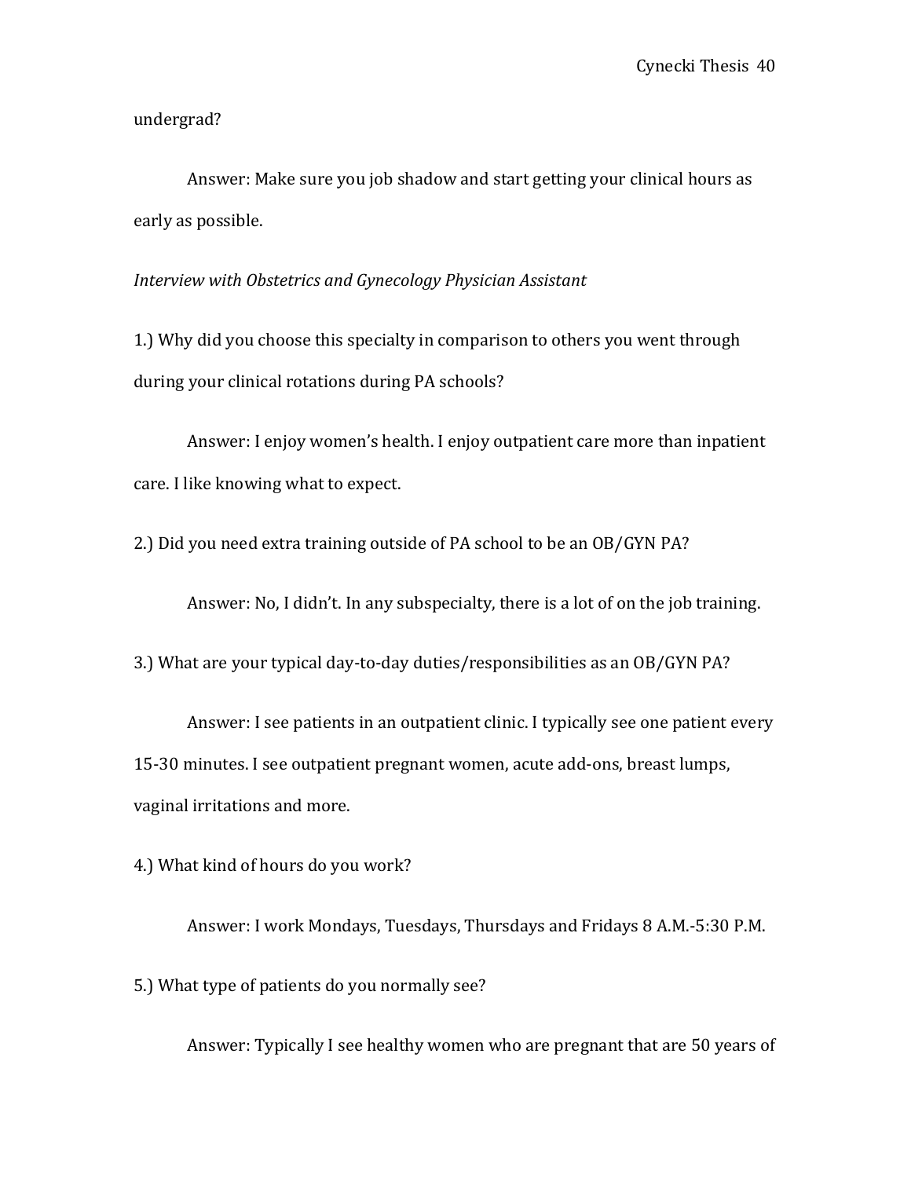undergrad?

Answer: Make sure you job shadow and start getting your clinical hours as early as possible.

*Interview with Obstetrics and Gynecology Physician Assistant*

1.) Why did you choose this specialty in comparison to others you went through during your clinical rotations during PA schools?

Answer: I enjoy women's health. I enjoy outpatient care more than inpatient care. I like knowing what to expect.

2.) Did you need extra training outside of PA school to be an OB/GYN PA?

Answer: No, I didn't. In any subspecialty, there is a lot of on the job training.

3.) What are your typical day-to-day duties/responsibilities as an OB/GYN PA?

Answer: I see patients in an outpatient clinic. I typically see one patient every 15-30 minutes. I see outpatient pregnant women, acute add-ons, breast lumps, vaginal irritations and more.

4.) What kind of hours do you work?

Answer: I work Mondays, Tuesdays, Thursdays and Fridays 8 A.M.-5:30 P.M.

5.) What type of patients do you normally see?

Answer: Typically I see healthy women who are pregnant that are 50 years of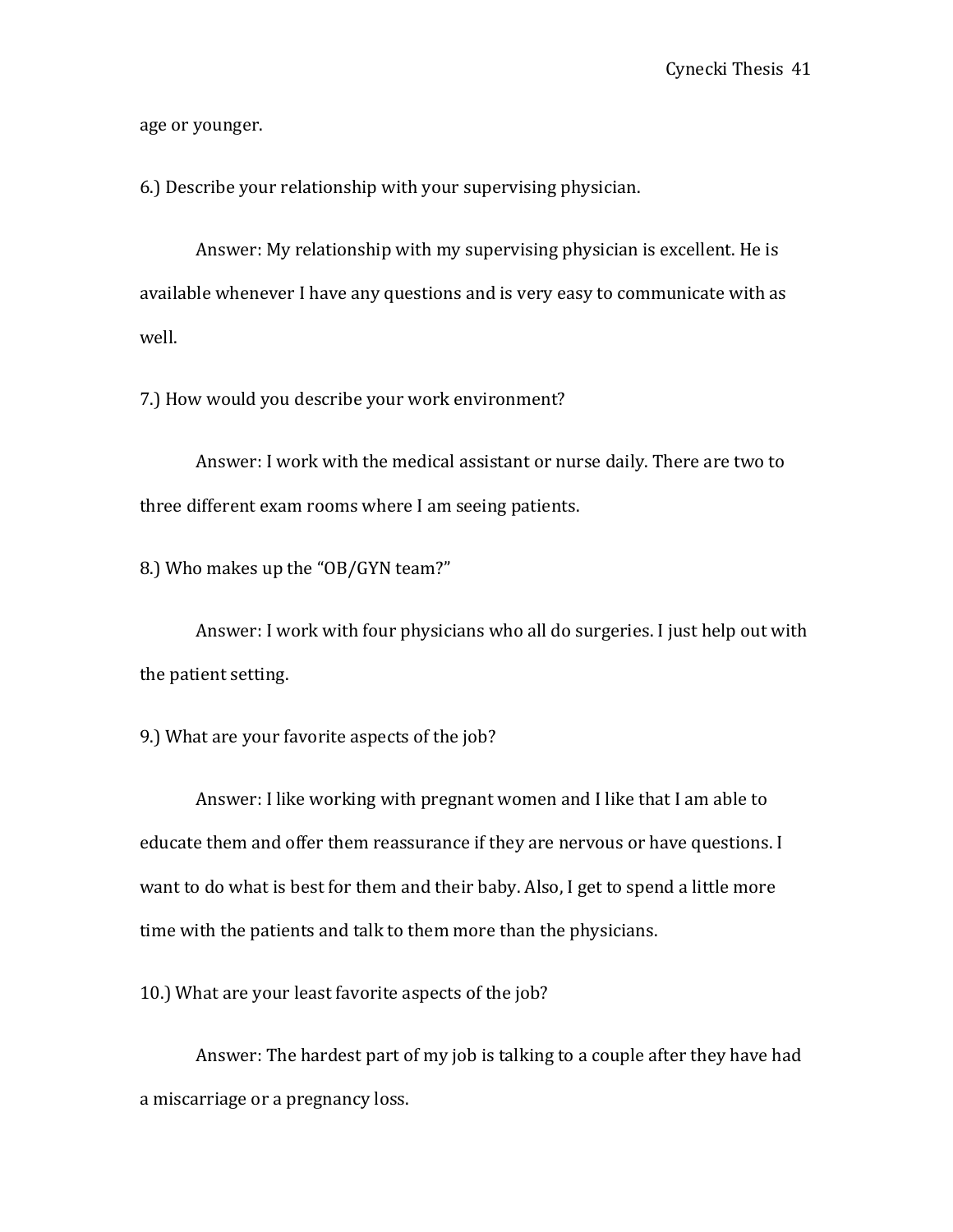age or younger.

6.) Describe your relationship with your supervising physician.

Answer: My relationship with my supervising physician is excellent. He is available whenever I have any questions and is very easy to communicate with as well.

7.) How would you describe your work environment?

Answer: I work with the medical assistant or nurse daily. There are two to three different exam rooms where I am seeing patients.

8.) Who makes up the "OB/GYN team?"

Answer: I work with four physicians who all do surgeries. I just help out with the patient setting.

9.) What are your favorite aspects of the job?

Answer: I like working with pregnant women and I like that I am able to educate them and offer them reassurance if they are nervous or have questions. I want to do what is best for them and their baby. Also, I get to spend a little more time with the patients and talk to them more than the physicians.

10.) What are your least favorite aspects of the job?

Answer: The hardest part of my job is talking to a couple after they have had a miscarriage or a pregnancy loss.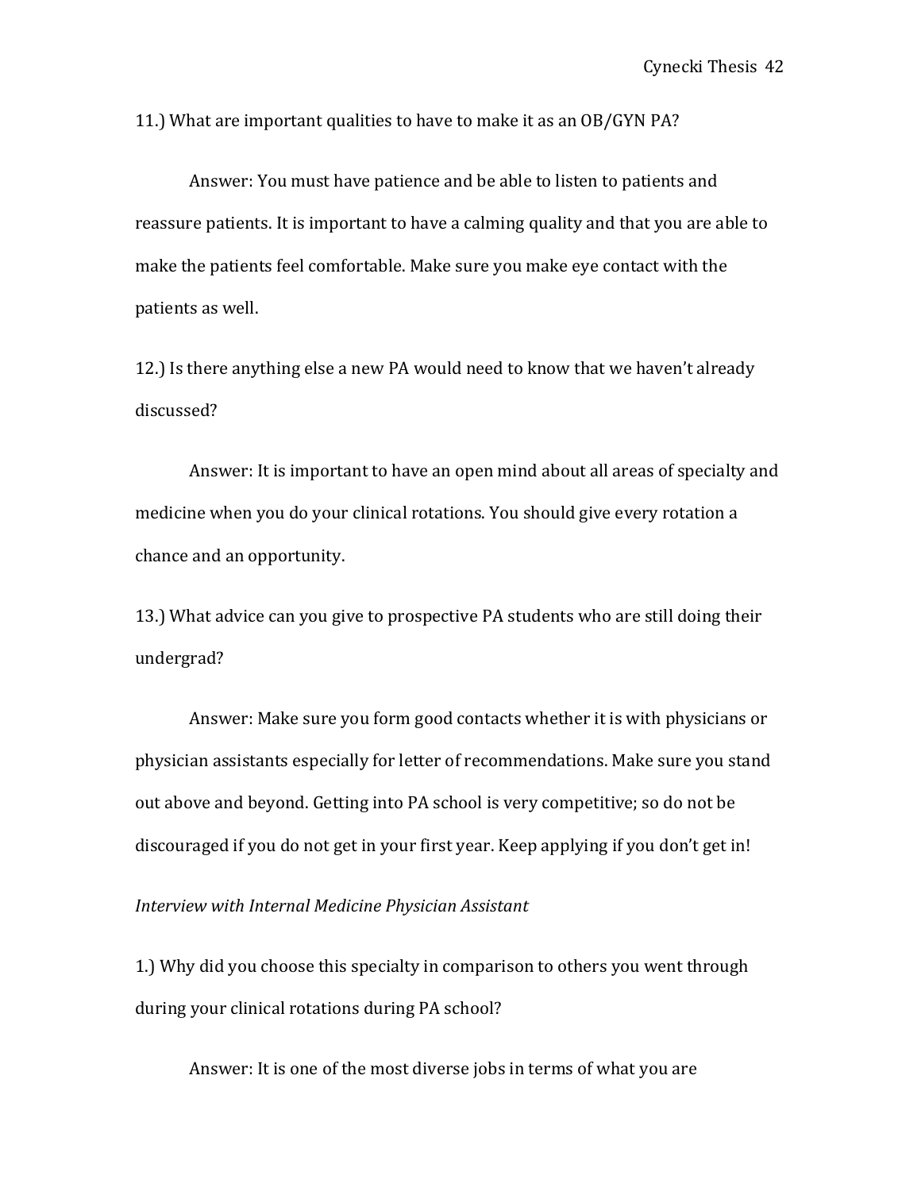11.) What are important qualities to have to make it as an OB/GYN PA?

Answer: You must have patience and be able to listen to patients and reassure patients. It is important to have a calming quality and that you are able to make the patients feel comfortable. Make sure you make eye contact with the patients as well.

12.) Is there anything else a new PA would need to know that we haven't already discussed?

Answer: It is important to have an open mind about all areas of specialty and medicine when you do your clinical rotations. You should give every rotation a chance and an opportunity.

13.) What advice can you give to prospective PA students who are still doing their undergrad?

Answer: Make sure you form good contacts whether it is with physicians or physician assistants especially for letter of recommendations. Make sure you stand out above and beyond. Getting into PA school is very competitive; so do not be discouraged if you do not get in your first year. Keep applying if you don't get in!

*Interview with Internal Medicine Physician Assistant*

1.) Why did you choose this specialty in comparison to others you went through during your clinical rotations during PA school?

Answer: It is one of the most diverse jobs in terms of what you are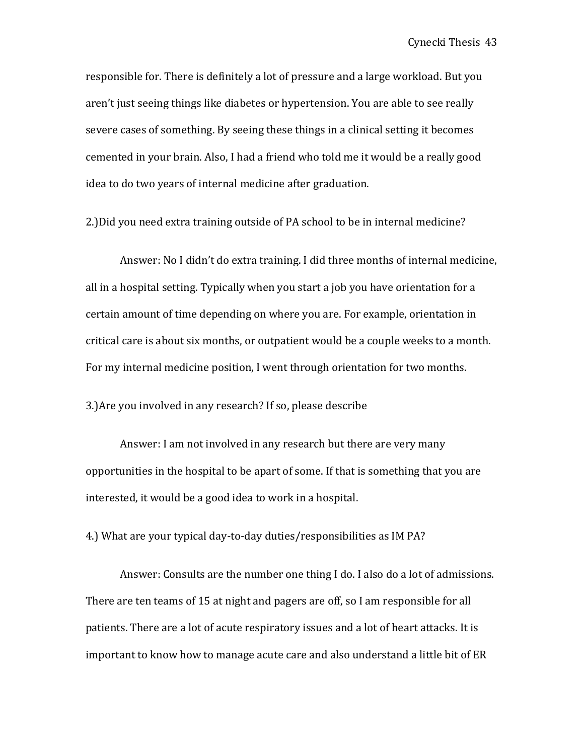responsible for. There is definitely a lot of pressure and a large workload. But you aren't just seeing things like diabetes or hypertension. You are able to see really severe cases of something. By seeing these things in a clinical setting it becomes cemented in your brain. Also, I had a friend who told me it would be a really good idea to do two years of internal medicine after graduation.

2.)Did you need extra training outside of PA school to be in internal medicine?

Answer: No I didn't do extra training. I did three months of internal medicine, all in a hospital setting. Typically when you start a job you have orientation for a certain amount of time depending on where you are. For example, orientation in critical care is about six months, or outpatient would be a couple weeks to a month. For my internal medicine position, I went through orientation for two months.

3.)Are you involved in any research? If so, please describe

Answer: I am not involved in any research but there are very many opportunities in the hospital to be apart of some. If that is something that you are interested, it would be a good idea to work in a hospital.

4.) What are your typical day-to-day duties/responsibilities as IM PA?

Answer: Consults are the number one thing I do. I also do a lot of admissions. There are ten teams of 15 at night and pagers are off, so I am responsible for all patients. There are a lot of acute respiratory issues and a lot of heart attacks. It is important to know how to manage acute care and also understand a little bit of ER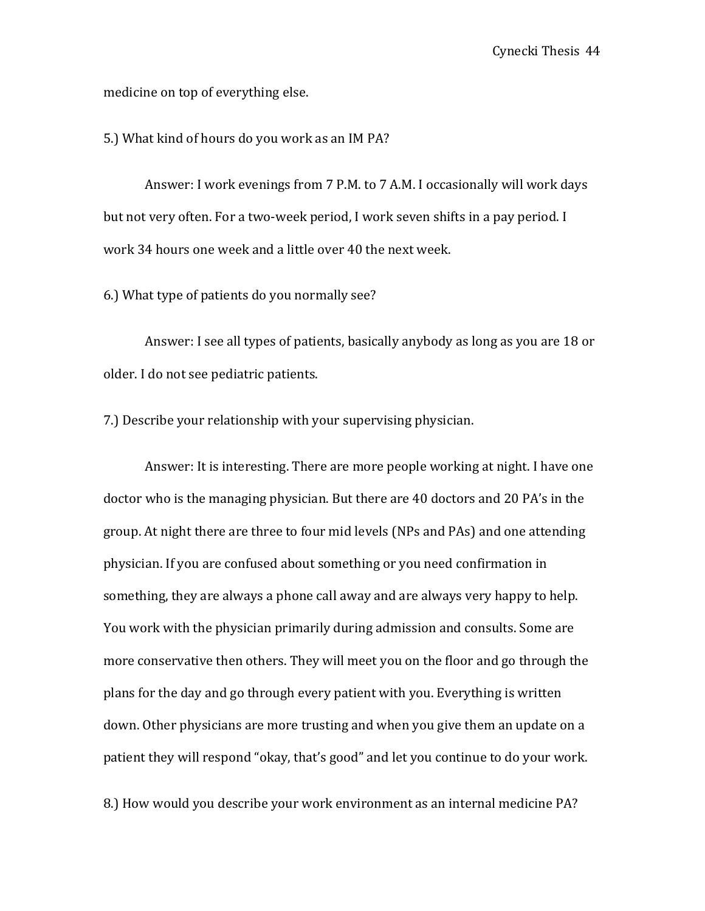medicine on top of everything else.

5.) What kind of hours do you work as an IM PA?

Answer: I work evenings from 7 P.M. to 7 A.M. I occasionally will work days but not very often. For a two-week period, I work seven shifts in a pay period. I work 34 hours one week and a little over 40 the next week.

6.) What type of patients do you normally see?

Answer: I see all types of patients, basically anybody as long as you are 18 or older. I do not see pediatric patients.

7.) Describe your relationship with your supervising physician.

Answer: It is interesting. There are more people working at night. I have one doctor who is the managing physician. But there are 40 doctors and 20 PA's in the group. At night there are three to four mid levels (NPs and PAs) and one attending physician. If you are confused about something or you need confirmation in something, they are always a phone call away and are always very happy to help. You work with the physician primarily during admission and consults. Some are more conservative then others. They will meet you on the floor and go through the plans for the day and go through every patient with you. Everything is written down. Other physicians are more trusting and when you give them an update on a patient they will respond "okay, that's good" and let you continue to do your work.

8.) How would you describe your work environment as an internal medicine PA?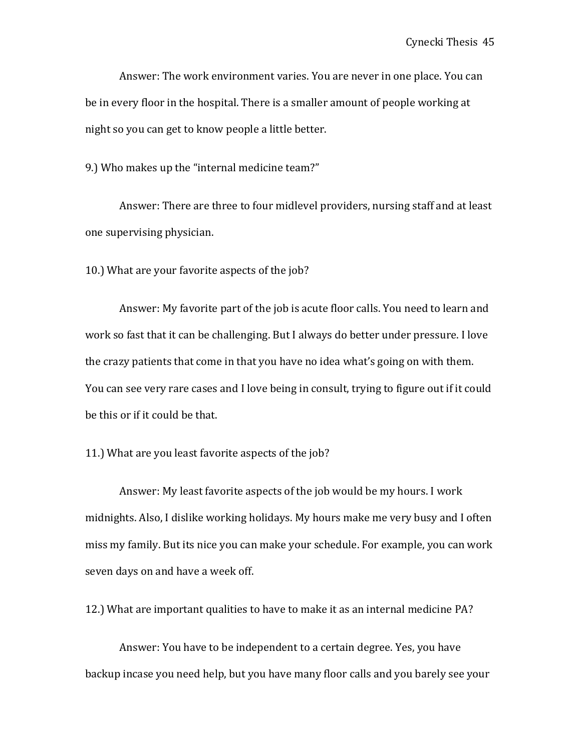Answer: The work environment varies. You are never in one place. You can be in every floor in the hospital. There is a smaller amount of people working at night so you can get to know people a little better.

9.) Who makes up the "internal medicine team?"

Answer: There are three to four midlevel providers, nursing staff and at least one supervising physician.

10.) What are your favorite aspects of the job?

Answer: My favorite part of the job is acute floor calls. You need to learn and work so fast that it can be challenging. But I always do better under pressure. I love the crazy patients that come in that you have no idea what's going on with them. You can see very rare cases and I love being in consult, trying to figure out if it could be this or if it could be that.

11.) What are you least favorite aspects of the job?

Answer: My least favorite aspects of the job would be my hours. I work midnights. Also, I dislike working holidays. My hours make me very busy and I often miss my family. But its nice you can make your schedule. For example, you can work seven days on and have a week off.

12.) What are important qualities to have to make it as an internal medicine PA?

Answer: You have to be independent to a certain degree. Yes, you have backup incase you need help, but you have many floor calls and you barely see your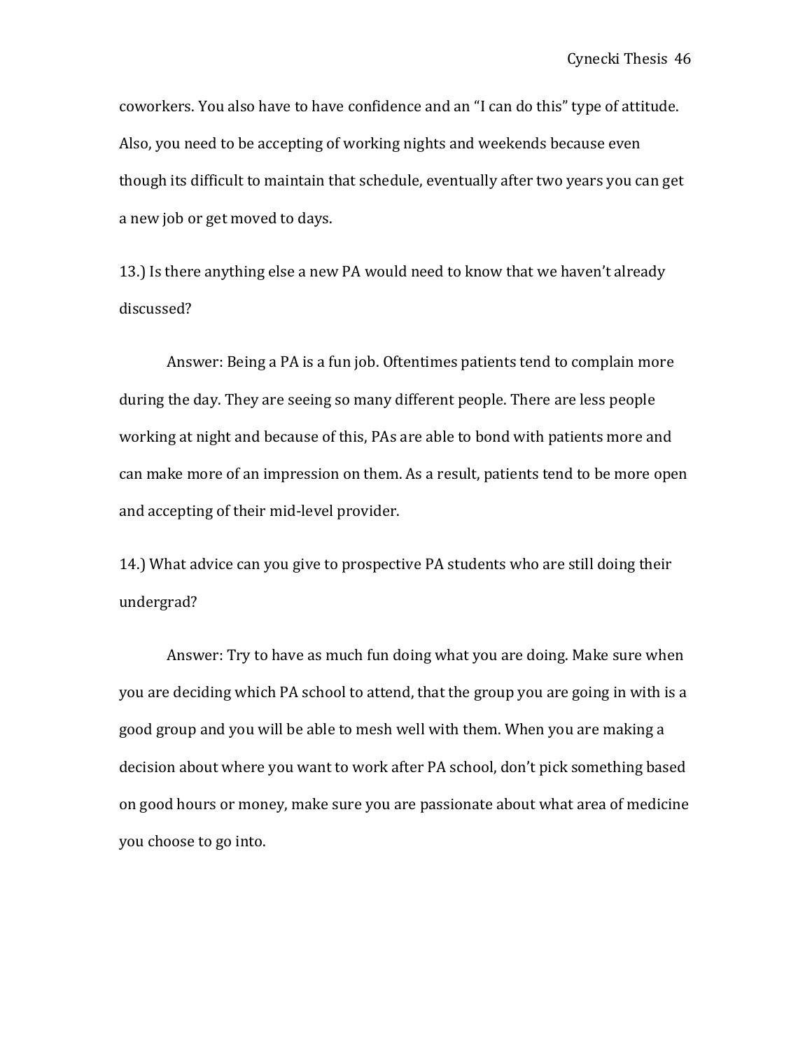coworkers. You also have to have confidence and an "I can do this" type of attitude. Also, you need to be accepting of working nights and weekends because even though its difficult to maintain that schedule, eventually after two years you can get a new job or get moved to days.

13.) Is there anything else a new PA would need to know that we haven't already discussed?

Answer: Being a PA is a fun job. Oftentimes patients tend to complain more during the day. They are seeing so many different people. There are less people working at night and because of this, PAs are able to bond with patients more and can make more of an impression on them. As a result, patients tend to be more open and accepting of their mid-level provider.

14.) What advice can you give to prospective PA students who are still doing their undergrad?

Answer: Try to have as much fun doing what you are doing. Make sure when you are deciding which PA school to attend, that the group you are going in with is a good group and you will be able to mesh well with them. When you are making a decision about where you want to work after PA school, don't pick something based on good hours or money, make sure you are passionate about what area of medicine you choose to go into.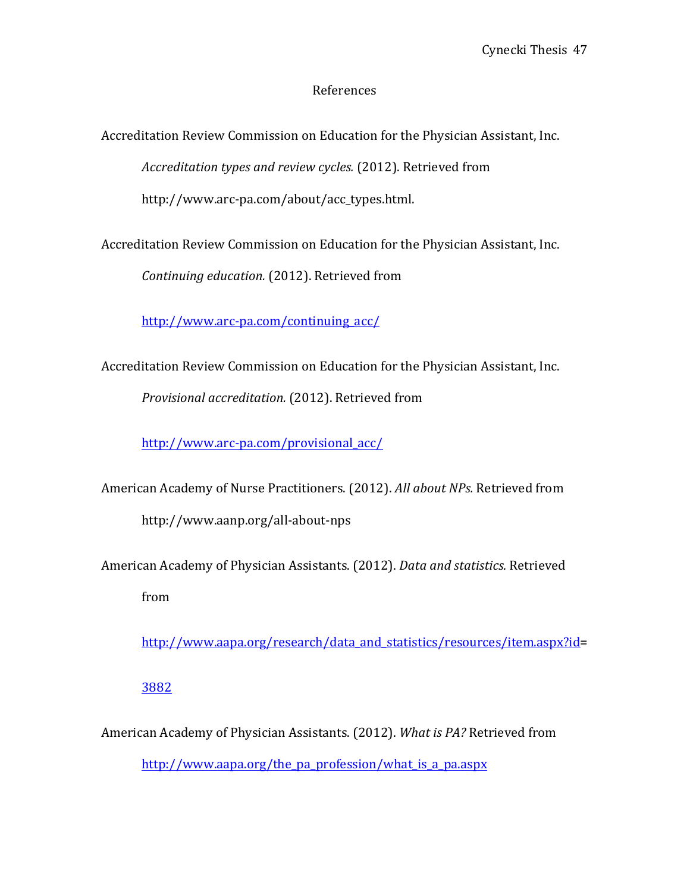# References

Accreditation Review Commission on Education for the Physician Assistant, Inc. *Accreditation types and review cycles.* (2012). Retrieved from http://www.arc-pa.com/about/acc_types.html.

Accreditation Review Commission on Education for the Physician Assistant, Inc. *Continuing education.* (2012). Retrieved from http://www.arc-pa.com/continuing_acc/

Accreditation Review Commission on Education for the Physician Assistant, Inc. *Provisional accreditation.* (2012). Retrieved from http://www.arc-pa.com/provisional_acc/

American Academy of Nurse Practitioners. (2012). *All about NPs.* Retrieved from http://www.aanp.org/all-about-nps

American Academy of Physician Assistants. (2012). *Data and statistics.* Retrieved from http://www.aapa.org/research/data_and_statistics/resources/item.aspx?id=3882

American Academy of Physician Assistants. (2012). *What is PA?* Retrieved from http://www.aapa.org/the_pa_profession/what_is_a_pa.aspx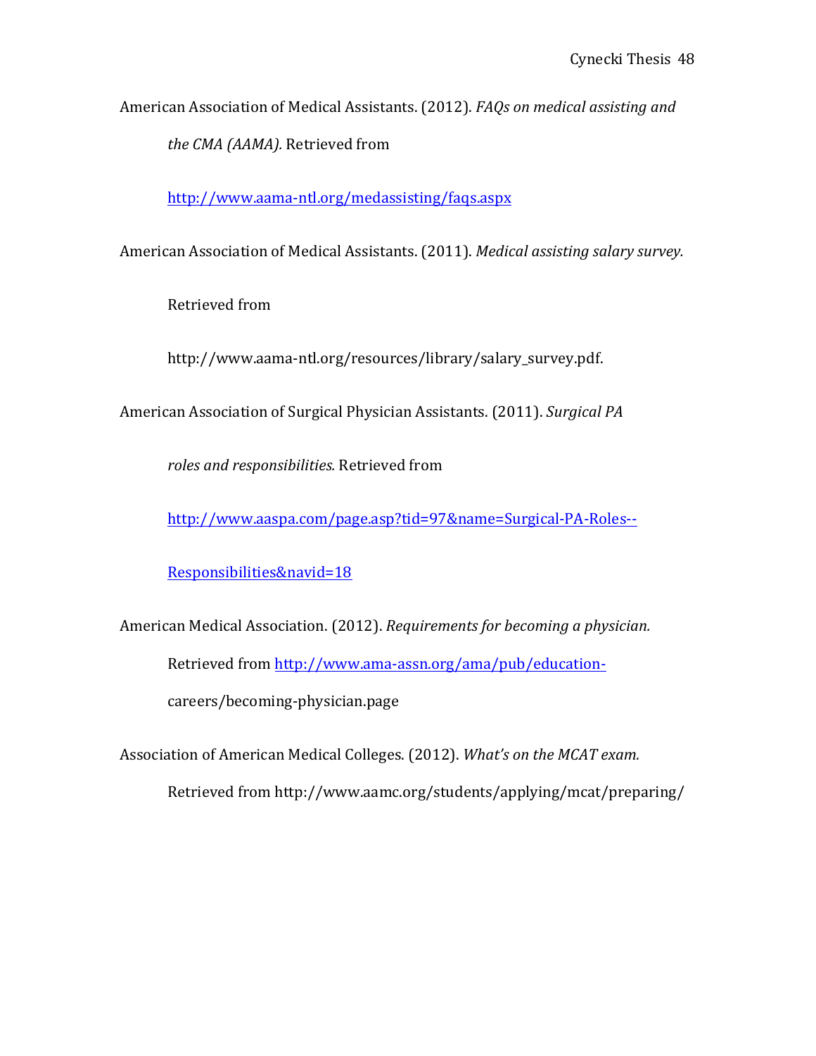American Association of Medical Assistants. (2012). *FAQs on medical assisting and the CMA (AAMA).* Retrieved from http://www.aama-ntl.org/medassisting/faqs.aspx

American Association of Medical Assistants. (2011). *Medical assisting salary survey.* Retrieved from http://www.aama-ntl.org/resources/library/salary_survey.pdf.

American Association of Surgical Physician Assistants. (2011). *Surgical PA roles and responsibilities.* Retrieved from http://www.aaspa.com/page.asp?tid=97&name=Surgical-PA-Roles--Responsibilities&navid=18

American Medical Association. (2012). *Requirements for becoming a physician.* Retrieved from http://www.ama-assn.org/ama/pub/education-careers/becoming-physician.page

Association of American Medical Colleges. (2012). *What's on the MCAT exam.* Retrieved from http://www.aamc.org/students/applying/mcat/preparing/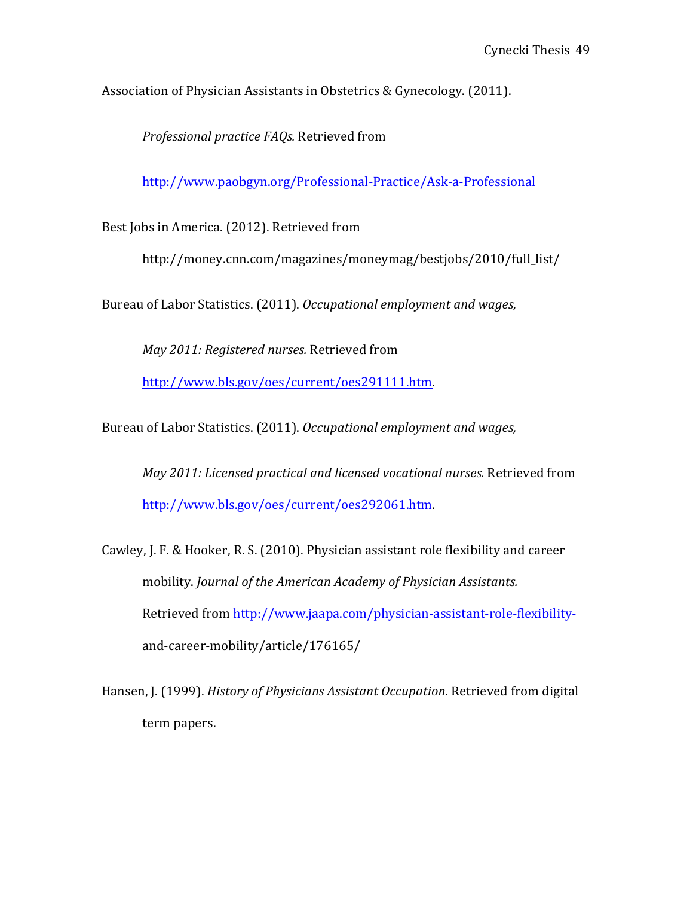Association of Physician Assistants in Obstetrics & Gynecology. (2011). *Professional practice FAQs.* Retrieved from http://www.paobgyn.org/Professional-Practice/Ask-a-Professional

Best Jobs in America. (2012). Retrieved from http://money.cnn.com/magazines/moneymag/bestjobs/2010/full_list/

Bureau of Labor Statistics. (2011). *Occupational employment and wages, May 2011: Registered nurses.* Retrieved from http://www.bls.gov/oes/current/oes291111.htm.

Bureau of Labor Statistics. (2011). *Occupational employment and wages, May 2011: Licensed practical and licensed vocational nurses.* Retrieved from http://www.bls.gov/oes/current/oes292061.htm.

Cawley, J. F. & Hooker, R. S. (2010). Physician assistant role flexibility and career mobility. *Journal of the American Academy of Physician Assistants.* Retrieved from http://www.jaapa.com/physician-assistant-role-flexibility-and-career-mobility/article/176165/

Hansen, J. (1999). *History of Physicians Assistant Occupation.* Retrieved from digital term papers.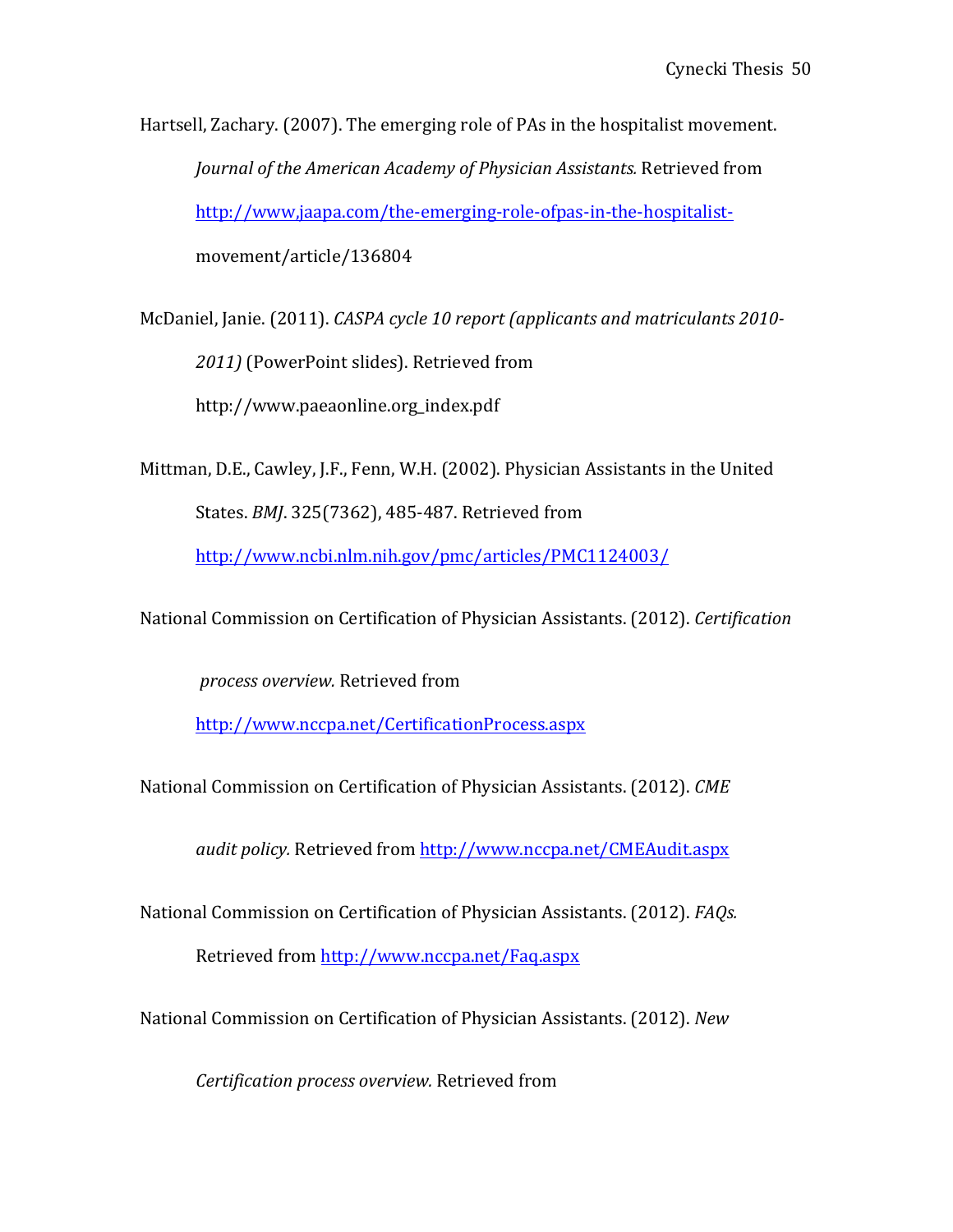Hartsell, Zachary. (2007). The emerging role of PAs in the hospitalist movement. *Journal of the American Academy of Physician Assistants.* Retrieved from http://www,jaapa.com/the-emerging-role-ofpas-in-the-hospitalist-movement/article/136804

McDaniel, Janie. (2011). *CASPA cycle 10 report (applicants and matriculants 2010-2011)* (PowerPoint slides). Retrieved from http://www.paeaonline.org_index.pdf

Mittman, D.E., Cawley, J.F., Fenn, W.H. (2002). Physician Assistants in the United States. *BMJ*. 325(7362), 485-487. Retrieved from http://www.ncbi.nlm.nih.gov/pmc/articles/PMC1124003/

National Commission on Certification of Physician Assistants. (2012). *Certification process overview.* Retrieved from http://www.nccpa.net/CertificationProcess.aspx

National Commission on Certification of Physician Assistants. (2012). *CME audit policy.* Retrieved from http://www.nccpa.net/CMEAudit.aspx

National Commission on Certification of Physician Assistants. (2012). *FAQs.* Retrieved from http://www.nccpa.net/Faq.aspx

National Commission on Certification of Physician Assistants. (2012). *New Certification process overview.* Retrieved from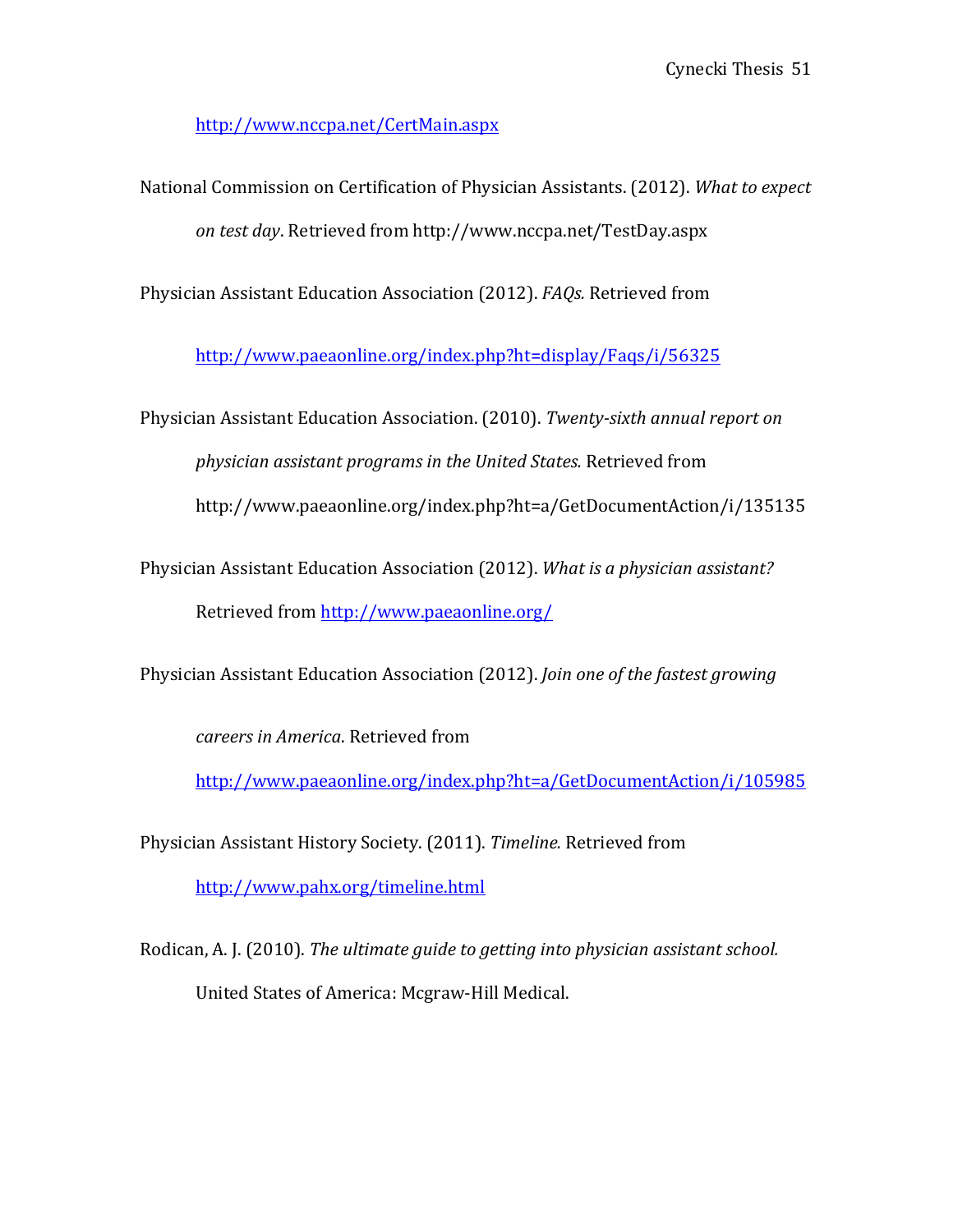http://www.nccpa.net/CertMain.aspx

National Commission on Certification of Physician Assistants. (2012). *What to expect on test day*. Retrieved from http://www.nccpa.net/TestDay.aspx

Physician Assistant Education Association (2012). *FAQs.* Retrieved from http://www.paeaonline.org/index.php?ht=display/Faqs/i/56325

Physician Assistant Education Association. (2010). *Twenty-sixth annual report on physician assistant programs in the United States.* Retrieved from http://www.paeaonline.org/index.php?ht=a/GetDocumentAction/i/135135

Physician Assistant Education Association (2012). *What is a physician assistant?* Retrieved from http://www.paeaonline.org/

Physician Assistant Education Association (2012). *Join one of the fastest growing careers in America*. Retrieved from http://www.paeaonline.org/index.php?ht=a/GetDocumentAction/i/105985

Physician Assistant History Society. (2011). *Timeline.* Retrieved from http://www.pahx.org/timeline.html

Rodican, A. J. (2010). *The ultimate guide to getting into physician assistant school.* United States of America: Mcgraw-Hill Medical.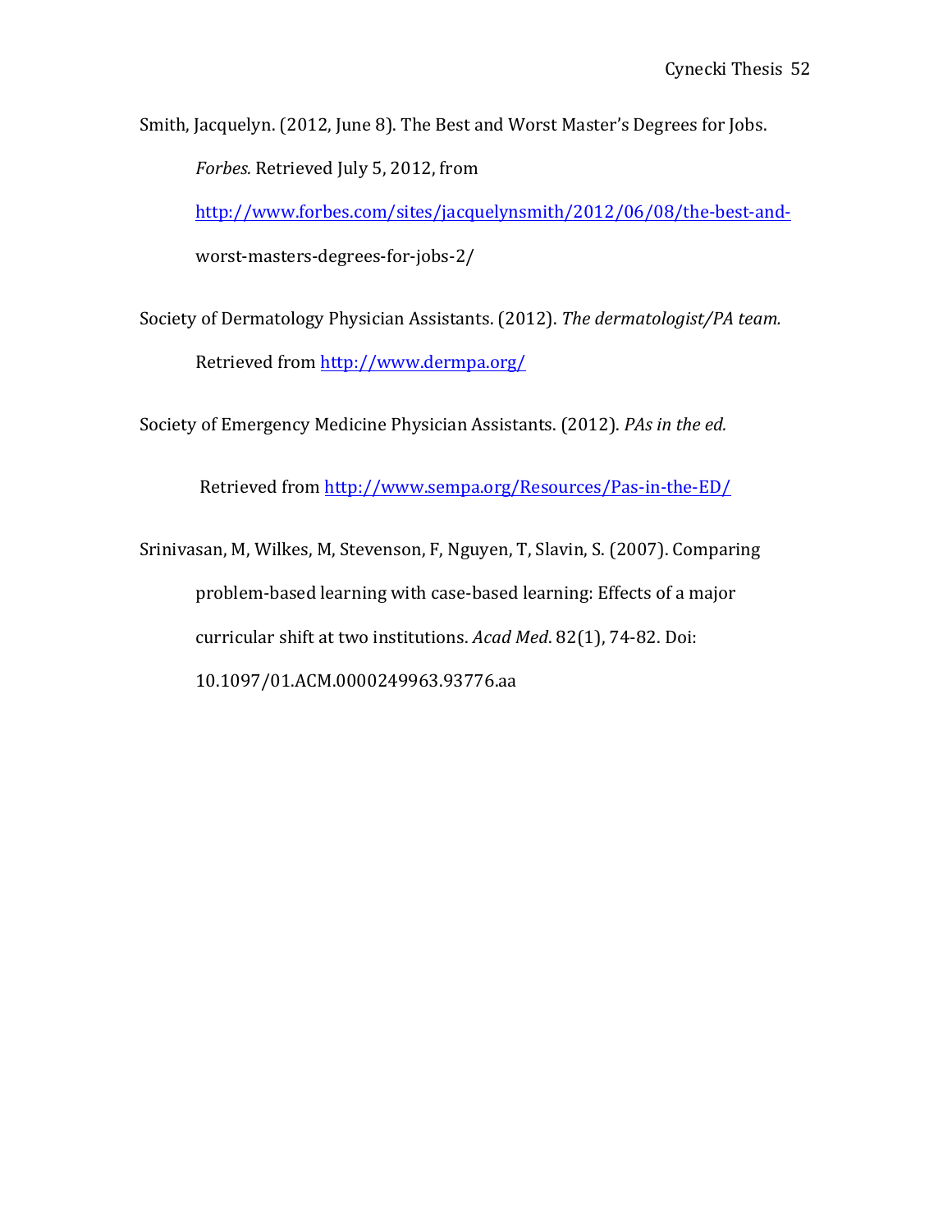Smith, Jacquelyn. (2012, June 8). The Best and Worst Master's Degrees for Jobs. *Forbes.* Retrieved July 5, 2012, from http://www.forbes.com/sites/jacquelynsmith/2012/06/08/the-best-and-worst-masters-degrees-for-jobs-2/

Society of Dermatology Physician Assistants. (2012). *The dermatologist/PA team.* Retrieved from http://www.dermpa.org/

Society of Emergency Medicine Physician Assistants. (2012). *PAs in the ed.* Retrieved from http://www.sempa.org/Resources/Pas-in-the-ED/

Srinivasan, M, Wilkes, M, Stevenson, F, Nguyen, T, Slavin, S. (2007). Comparing problem-based learning with case-based learning: Effects of a major curricular shift at two institutions. *Acad Med*. 82(1), 74-82. Doi: 10.1097/01.ACM.0000249963.93776.aa